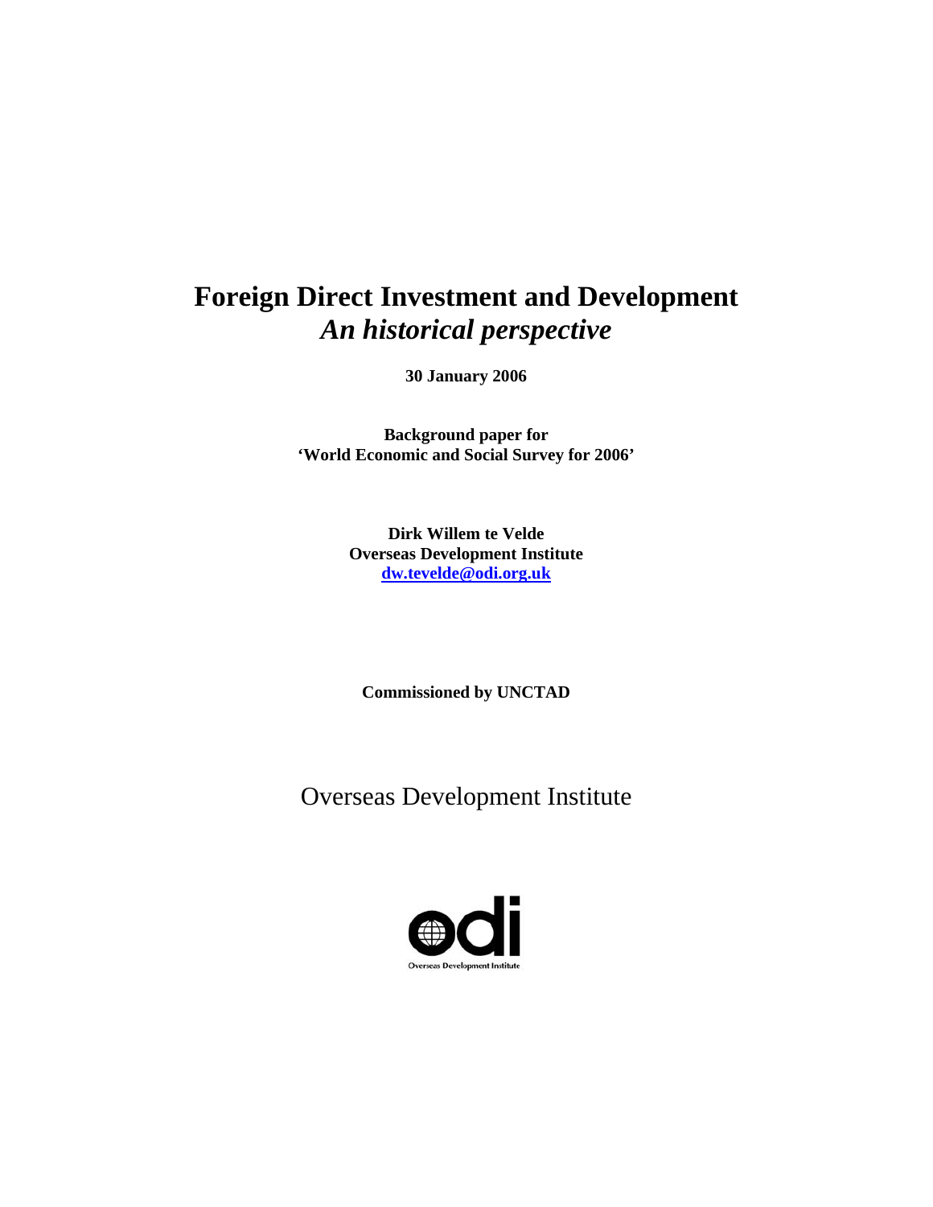# Foreign Direct Investment and Development
## *An historical perspective*

**30 January 2006**

**Background paper for**
**'World Economic and Social Survey for 2006'**

**Dirk Willem te Velde**
**Overseas Development Institute**
**dw.tevelde@odi.org.uk**

**Commissioned by UNCTAD**

Overseas Development Institute

odi
Overseas Development Institute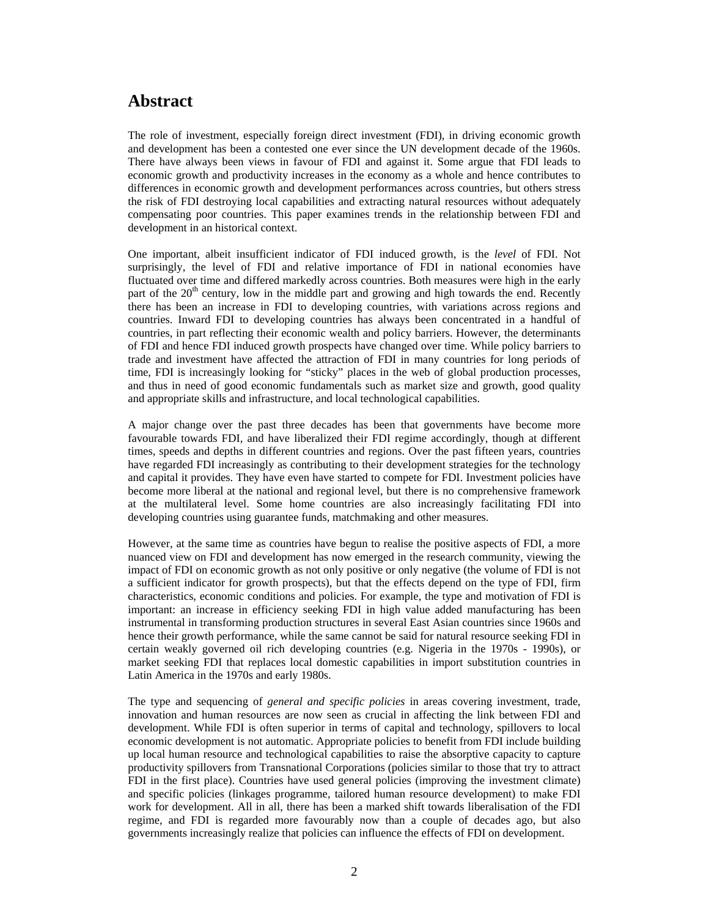## Abstract

The role of investment, especially foreign direct investment (FDI), in driving economic growth and development has been a contested one ever since the UN development decade of the 1960s. There have always been views in favour of FDI and against it. Some argue that FDI leads to economic growth and productivity increases in the economy as a whole and hence contributes to differences in economic growth and development performances across countries, but others stress the risk of FDI destroying local capabilities and extracting natural resources without adequately compensating poor countries. This paper examines trends in the relationship between FDI and development in an historical context.

One important, albeit insufficient indicator of FDI induced growth, is the *level* of FDI. Not surprisingly, the level of FDI and relative importance of FDI in national economies have fluctuated over time and differed markedly across countries. Both measures were high in the early part of the 20th century, low in the middle part and growing and high towards the end. Recently there has been an increase in FDI to developing countries, with variations across regions and countries. Inward FDI to developing countries has always been concentrated in a handful of countries, in part reflecting their economic wealth and policy barriers. However, the determinants of FDI and hence FDI induced growth prospects have changed over time. While policy barriers to trade and investment have affected the attraction of FDI in many countries for long periods of time, FDI is increasingly looking for "sticky" places in the web of global production processes, and thus in need of good economic fundamentals such as market size and growth, good quality and appropriate skills and infrastructure, and local technological capabilities.

A major change over the past three decades has been that governments have become more favourable towards FDI, and have liberalized their FDI regime accordingly, though at different times, speeds and depths in different countries and regions. Over the past fifteen years, countries have regarded FDI increasingly as contributing to their development strategies for the technology and capital it provides. They have even have started to compete for FDI. Investment policies have become more liberal at the national and regional level, but there is no comprehensive framework at the multilateral level. Some home countries are also increasingly facilitating FDI into developing countries using guarantee funds, matchmaking and other measures.

However, at the same time as countries have begun to realise the positive aspects of FDI, a more nuanced view on FDI and development has now emerged in the research community, viewing the impact of FDI on economic growth as not only positive or only negative (the volume of FDI is not a sufficient indicator for growth prospects), but that the effects depend on the type of FDI, firm characteristics, economic conditions and policies. For example, the type and motivation of FDI is important: an increase in efficiency seeking FDI in high value added manufacturing has been instrumental in transforming production structures in several East Asian countries since 1960s and hence their growth performance, while the same cannot be said for natural resource seeking FDI in certain weakly governed oil rich developing countries (e.g. Nigeria in the 1970s - 1990s), or market seeking FDI that replaces local domestic capabilities in import substitution countries in Latin America in the 1970s and early 1980s.

The type and sequencing of *general and specific policies* in areas covering investment, trade, innovation and human resources are now seen as crucial in affecting the link between FDI and development. While FDI is often superior in terms of capital and technology, spillovers to local economic development is not automatic. Appropriate policies to benefit from FDI include building up local human resource and technological capabilities to raise the absorptive capacity to capture productivity spillovers from Transnational Corporations (policies similar to those that try to attract FDI in the first place). Countries have used general policies (improving the investment climate) and specific policies (linkages programme, tailored human resource development) to make FDI work for development. All in all, there has been a marked shift towards liberalisation of the FDI regime, and FDI is regarded more favourably now than a couple of decades ago, but also governments increasingly realize that policies can influence the effects of FDI on development.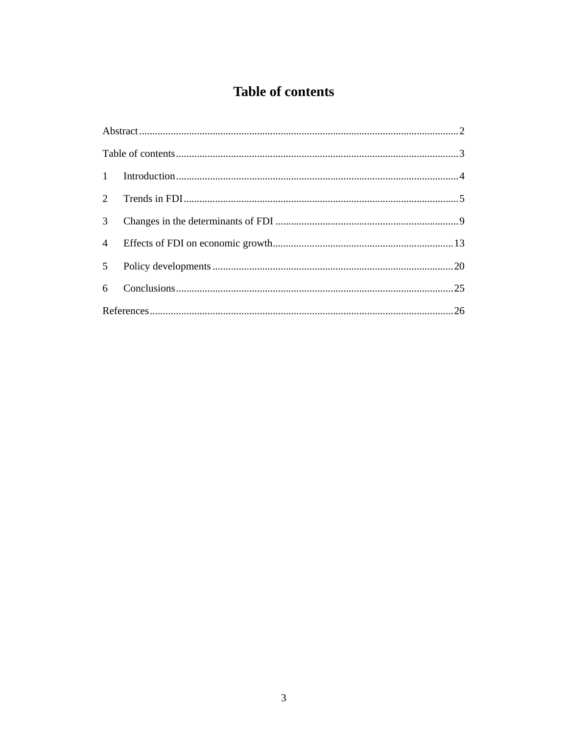# Table of contents

Abstract .......................................................... 2

Table of contents .......................................................... 3

1 Introduction .......................................................... 4

2 Trends in FDI .......................................................... 5

3 Changes in the determinants of FDI .......................................................... 9

4 Effects of FDI on economic growth .......................................................... 13

5 Policy developments .......................................................... 20

6 Conclusions .......................................................... 25

References .......................................................... 26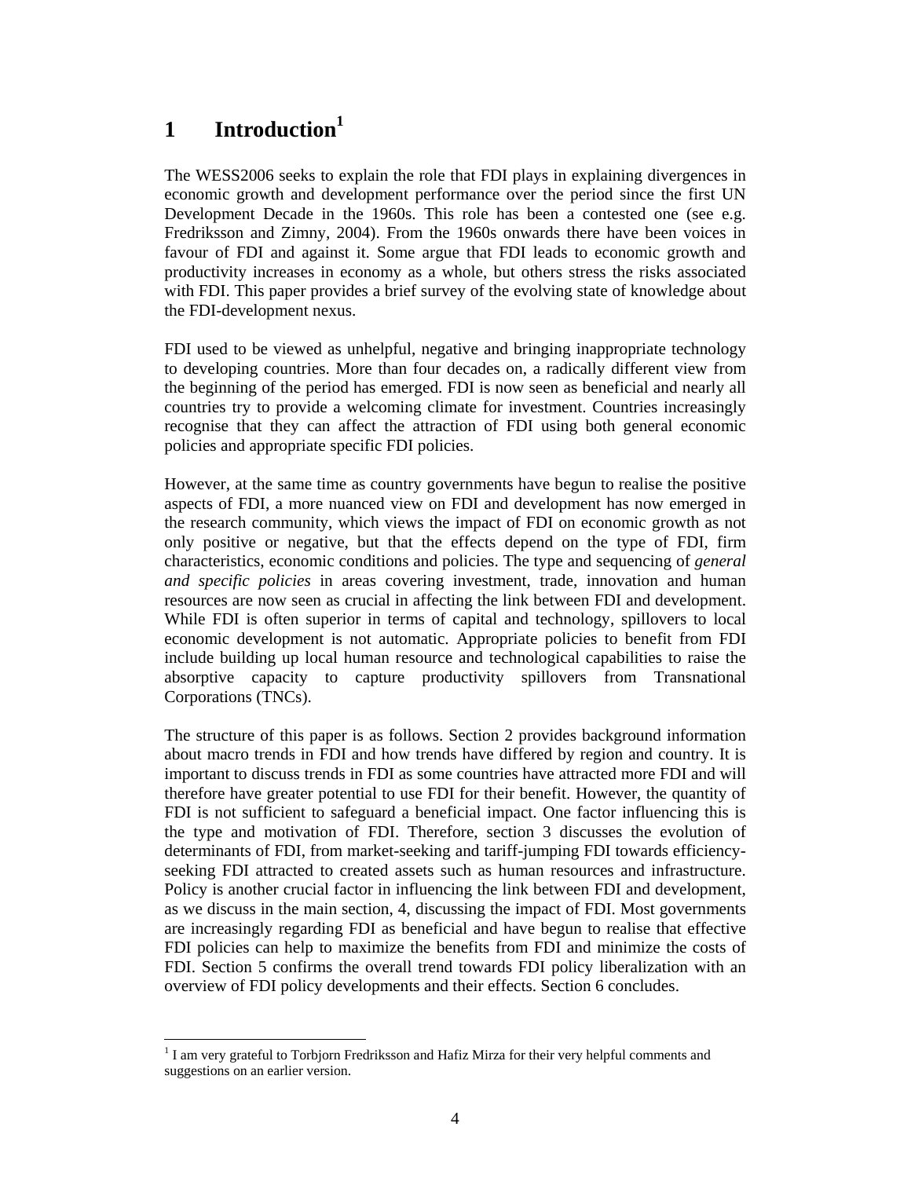# 1 Introduction[1]

The WESS2006 seeks to explain the role that FDI plays in explaining divergences in economic growth and development performance over the period since the first UN Development Decade in the 1960s. This role has been a contested one (see e.g. Fredriksson and Zimny, 2004). From the 1960s onwards there have been voices in favour of FDI and against it. Some argue that FDI leads to economic growth and productivity increases in economy as a whole, but others stress the risks associated with FDI. This paper provides a brief survey of the evolving state of knowledge about the FDI-development nexus.

FDI used to be viewed as unhelpful, negative and bringing inappropriate technology to developing countries. More than four decades on, a radically different view from the beginning of the period has emerged. FDI is now seen as beneficial and nearly all countries try to provide a welcoming climate for investment. Countries increasingly recognise that they can affect the attraction of FDI using both general economic policies and appropriate specific FDI policies.

However, at the same time as country governments have begun to realise the positive aspects of FDI, a more nuanced view on FDI and development has now emerged in the research community, which views the impact of FDI on economic growth as not only positive or negative, but that the effects depend on the type of FDI, firm characteristics, economic conditions and policies. The type and sequencing of *general and specific policies* in areas covering investment, trade, innovation and human resources are now seen as crucial in affecting the link between FDI and development. While FDI is often superior in terms of capital and technology, spillovers to local economic development is not automatic. Appropriate policies to benefit from FDI include building up local human resource and technological capabilities to raise the absorptive capacity to capture productivity spillovers from Transnational Corporations (TNCs).

The structure of this paper is as follows. Section 2 provides background information about macro trends in FDI and how trends have differed by region and country. It is important to discuss trends in FDI as some countries have attracted more FDI and will therefore have greater potential to use FDI for their benefit. However, the quantity of FDI is not sufficient to safeguard a beneficial impact. One factor influencing this is the type and motivation of FDI. Therefore, section 3 discusses the evolution of determinants of FDI, from market-seeking and tariff-jumping FDI towards efficiency-seeking FDI attracted to created assets such as human resources and infrastructure. Policy is another crucial factor in influencing the link between FDI and development, as we discuss in the main section, 4, discussing the impact of FDI. Most governments are increasingly regarding FDI as beneficial and have begun to realise that effective FDI policies can help to maximize the benefits from FDI and minimize the costs of FDI. Section 5 confirms the overall trend towards FDI policy liberalization with an overview of FDI policy developments and their effects. Section 6 concludes.

[1] I am very grateful to Torbjorn Fredriksson and Hafiz Mirza for their very helpful comments and suggestions on an earlier version.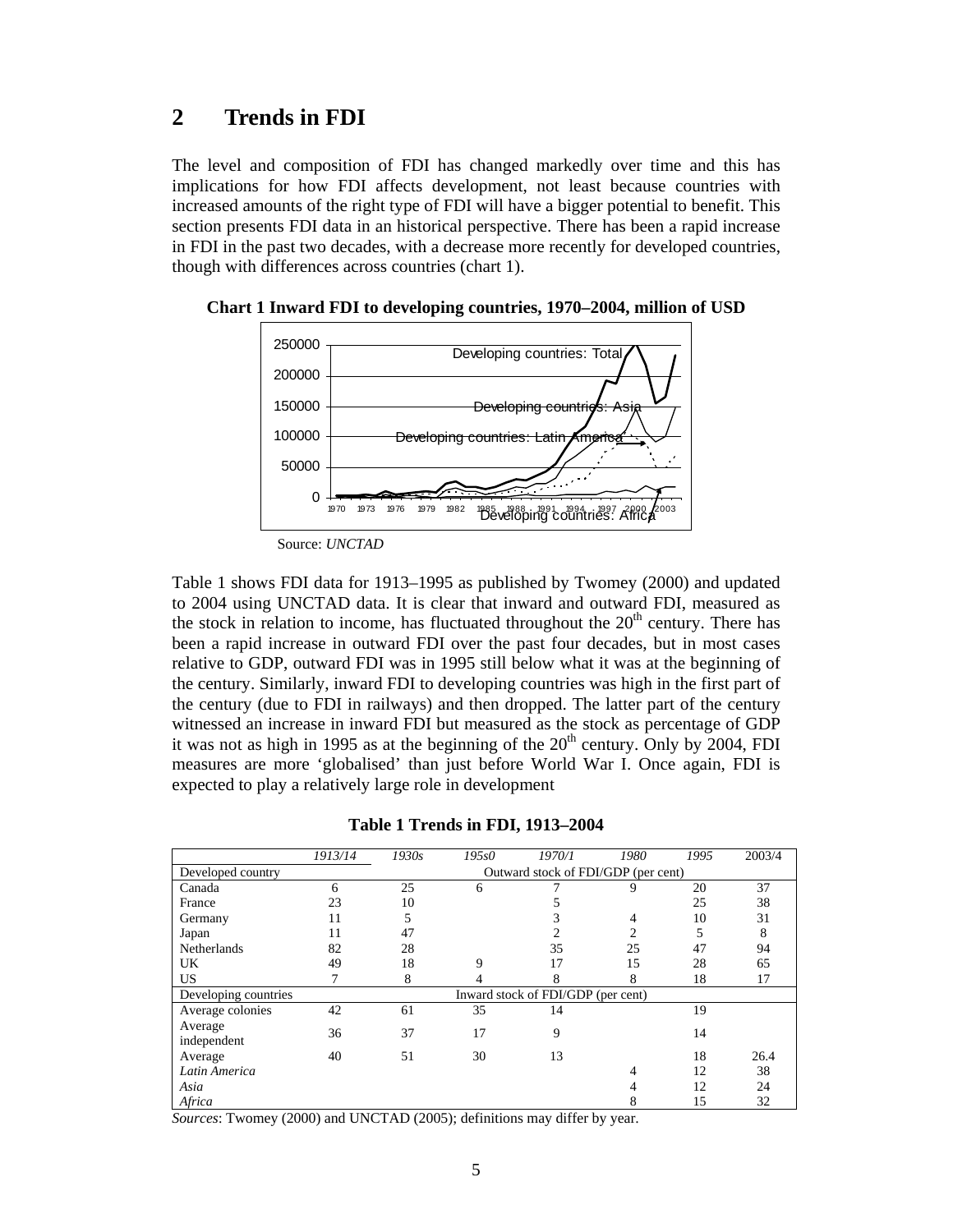## 2 Trends in FDI

The level and composition of FDI has changed markedly over time and this has implications for how FDI affects development, not least because countries with increased amounts of the right type of FDI will have a bigger potential to benefit. This section presents FDI data in an historical perspective. There has been a rapid increase in FDI in the past two decades, with a decrease more recently for developed countries, though with differences across countries (chart 1).

**Chart 1 Inward FDI to developing countries, 1970–2004, million of USD**

Source: *UNCTAD*

Table 1 shows FDI data for 1913–1995 as published by Twomey (2000) and updated to 2004 using UNCTAD data. It is clear that inward and outward FDI, measured as the stock in relation to income, has fluctuated throughout the 20th century. There has been a rapid increase in outward FDI over the past four decades, but in most cases relative to GDP, outward FDI was in 1995 still below what it was at the beginning of the century. Similarly, inward FDI to developing countries was high in the first part of the century (due to FDI in railways) and then dropped. The latter part of the century witnessed an increase in inward FDI but measured as the stock as percentage of GDP it was not as high in 1995 as at the beginning of the 20th century. Only by 2004, FDI measures are more 'globalised' than just before World War I. Once again, FDI is expected to play a relatively large role in development

**Table 1 Trends in FDI, 1913–2004**

| | *1913/14* | *1930s* | *195s0* | *1970/1* | *1980* | *1995* | 2003/4 |
|---|---|---|---|---|---|---|---|
| Developed country | Outward stock of FDI/GDP (per cent) | | | | | | |
| Canada | 6 | 25 | 6 | 7 | 9 | 20 | 37 |
| France | 23 | 10 | | 5 | | 25 | 38 |
| Germany | 11 | 5 | | 3 | 4 | 10 | 31 |
| Japan | 11 | 47 | | 2 | 2 | 5 | 8 |
| Netherlands | 82 | 28 | | 35 | 25 | 47 | 94 |
| UK | 49 | 18 | 9 | 17 | 15 | 28 | 65 |
| US | 7 | 8 | 4 | 8 | 8 | 18 | 17 |
| Developing countries | Inward stock of FDI/GDP (per cent) | | | | | | |
| Average colonies | 42 | 61 | 35 | 14 | | 19 | |
| Average independent | 36 | 37 | 17 | 9 | | 14 | |
| Average | 40 | 51 | 30 | 13 | | 18 | 26.4 |
| *Latin America* | | | | | 4 | 12 | 38 |
| *Asia* | | | | | 4 | 12 | 24 |
| *Africa* | | | | | 8 | 15 | 32 |

*Sources*: Twomey (2000) and UNCTAD (2005); definitions may differ by year.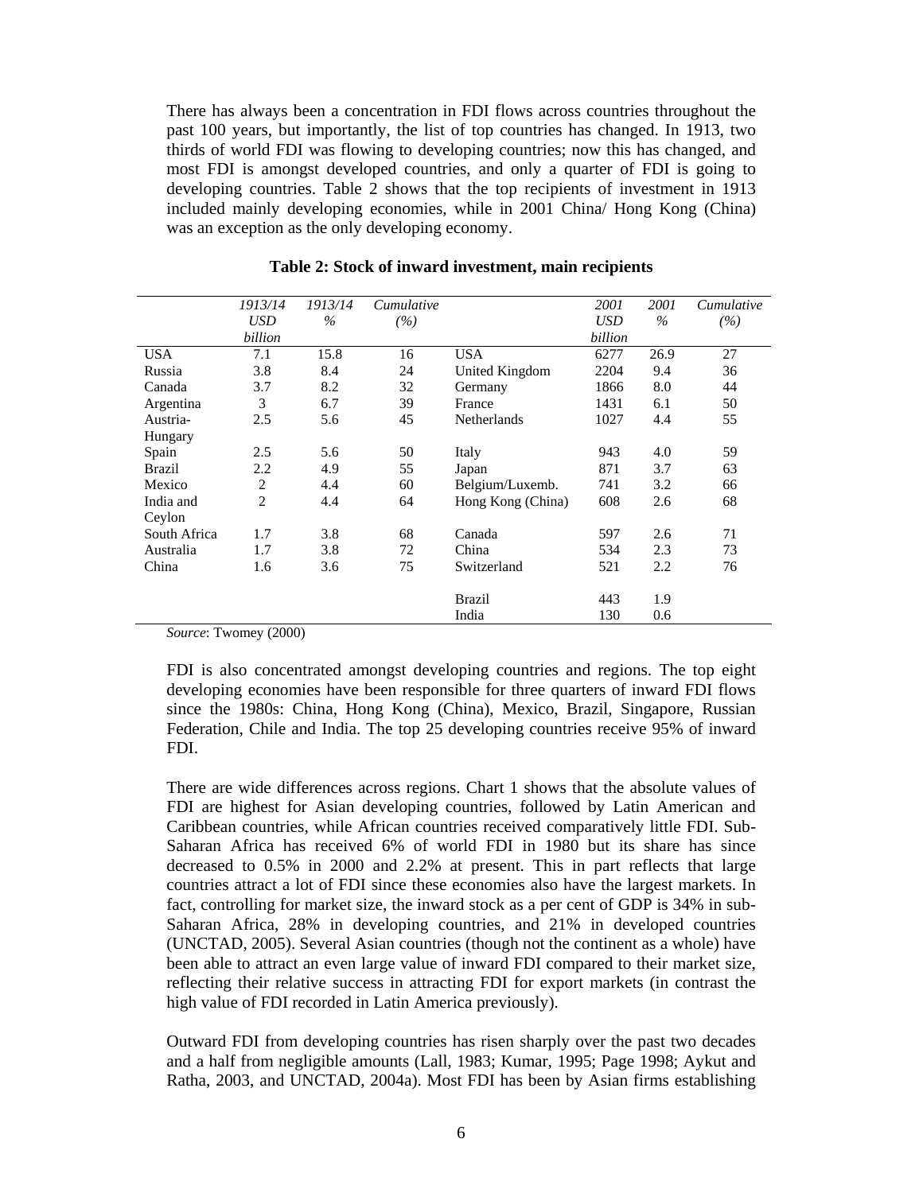There has always been a concentration in FDI flows across countries throughout the past 100 years, but importantly, the list of top countries has changed. In 1913, two thirds of world FDI was flowing to developing countries; now this has changed, and most FDI is amongst developed countries, and only a quarter of FDI is going to developing countries. Table 2 shows that the top recipients of investment in 1913 included mainly developing economies, while in 2001 China/ Hong Kong (China) was an exception as the only developing economy.

**Table 2: Stock of inward investment, main recipients**

| | *1913/14 USD billion* | *1913/14 %* | *Cumulative (%)* | | *2001 USD billion* | *2001 %* | *Cumulative (%)* |
|---|---|---|---|---|---|---|---|
| USA | 7.1 | 15.8 | 16 | USA | 6277 | 26.9 | 27 |
| Russia | 3.8 | 8.4 | 24 | United Kingdom | 2204 | 9.4 | 36 |
| Canada | 3.7 | 8.2 | 32 | Germany | 1866 | 8.0 | 44 |
| Argentina | 3 | 6.7 | 39 | France | 1431 | 6.1 | 50 |
| Austria-Hungary | 2.5 | 5.6 | 45 | Netherlands | 1027 | 4.4 | 55 |
| Spain | 2.5 | 5.6 | 50 | Italy | 943 | 4.0 | 59 |
| Brazil | 2.2 | 4.9 | 55 | Japan | 871 | 3.7 | 63 |
| Mexico | 2 | 4.4 | 60 | Belgium/Luxemb. | 741 | 3.2 | 66 |
| India and Ceylon | 2 | 4.4 | 64 | Hong Kong (China) | 608 | 2.6 | 68 |
| South Africa | 1.7 | 3.8 | 68 | Canada | 597 | 2.6 | 71 |
| Australia | 1.7 | 3.8 | 72 | China | 534 | 2.3 | 73 |
| China | 1.6 | 3.6 | 75 | Switzerland | 521 | 2.2 | 76 |
| | | | | Brazil | 443 | 1.9 | |
| | | | | India | 130 | 0.6 | |

*Source*: Twomey (2000)

FDI is also concentrated amongst developing countries and regions. The top eight developing economies have been responsible for three quarters of inward FDI flows since the 1980s: China, Hong Kong (China), Mexico, Brazil, Singapore, Russian Federation, Chile and India. The top 25 developing countries receive 95% of inward FDI.

There are wide differences across regions. Chart 1 shows that the absolute values of FDI are highest for Asian developing countries, followed by Latin American and Caribbean countries, while African countries received comparatively little FDI. Sub-Saharan Africa has received 6% of world FDI in 1980 but its share has since decreased to 0.5% in 2000 and 2.2% at present. This in part reflects that large countries attract a lot of FDI since these economies also have the largest markets. In fact, controlling for market size, the inward stock as a per cent of GDP is 34% in sub-Saharan Africa, 28% in developing countries, and 21% in developed countries (UNCTAD, 2005). Several Asian countries (though not the continent as a whole) have been able to attract an even large value of inward FDI compared to their market size, reflecting their relative success in attracting FDI for export markets (in contrast the high value of FDI recorded in Latin America previously).

Outward FDI from developing countries has risen sharply over the past two decades and a half from negligible amounts (Lall, 1983; Kumar, 1995; Page 1998; Aykut and Ratha, 2003, and UNCTAD, 2004a). Most FDI has been by Asian firms establishing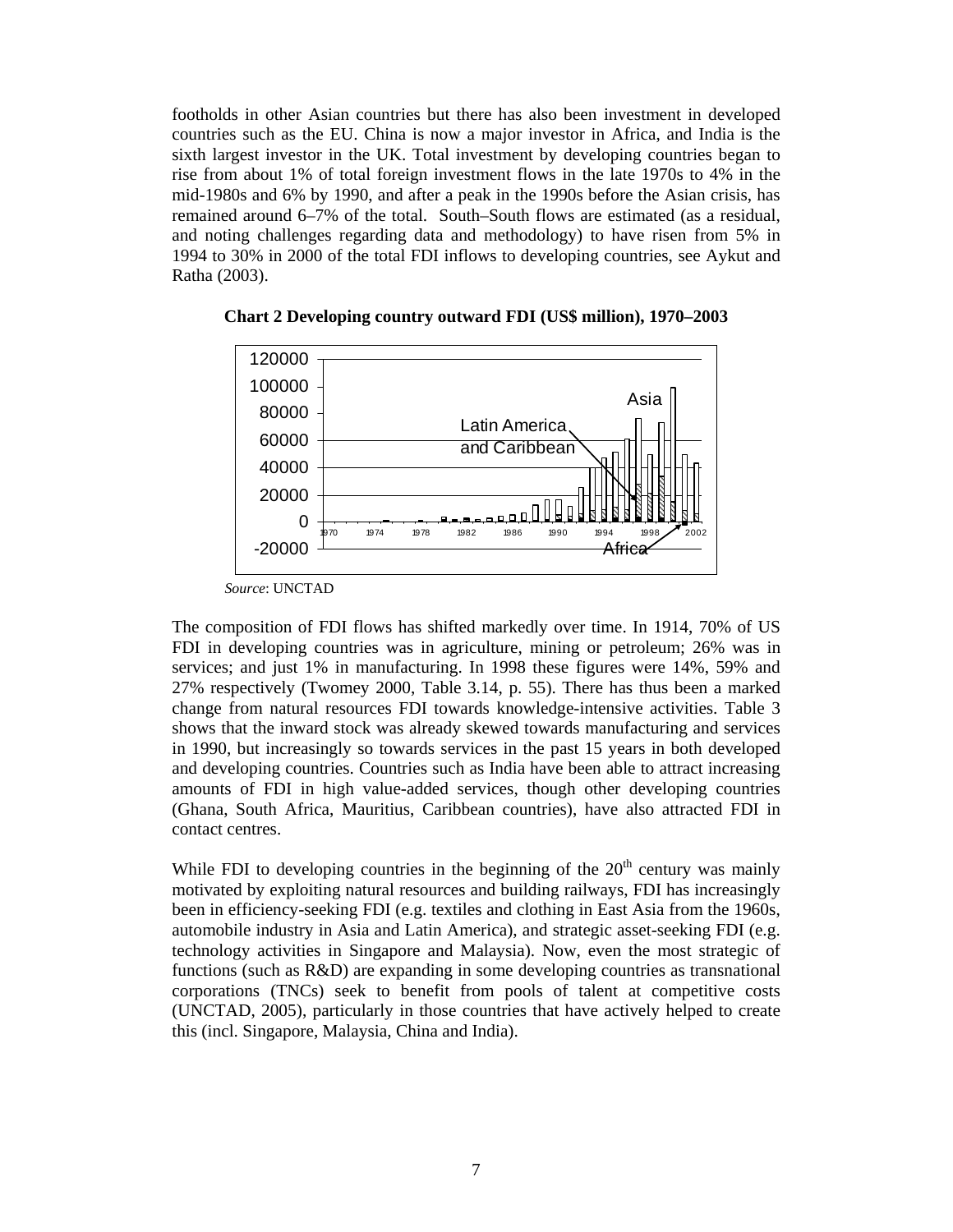footholds in other Asian countries but there has also been investment in developed countries such as the EU. China is now a major investor in Africa, and India is the sixth largest investor in the UK. Total investment by developing countries began to rise from about 1% of total foreign investment flows in the late 1970s to 4% in the mid-1980s and 6% by 1990, and after a peak in the 1990s before the Asian crisis, has remained around 6–7% of the total. South–South flows are estimated (as a residual, and noting challenges regarding data and methodology) to have risen from 5% in 1994 to 30% in 2000 of the total FDI inflows to developing countries, see Aykut and Ratha (2003).

**Chart 2 Developing country outward FDI (US$ million), 1970–2003**

*Source*: UNCTAD

The composition of FDI flows has shifted markedly over time. In 1914, 70% of US FDI in developing countries was in agriculture, mining or petroleum; 26% was in services; and just 1% in manufacturing. In 1998 these figures were 14%, 59% and 27% respectively (Twomey 2000, Table 3.14, p. 55). There has thus been a marked change from natural resources FDI towards knowledge-intensive activities. Table 3 shows that the inward stock was already skewed towards manufacturing and services in 1990, but increasingly so towards services in the past 15 years in both developed and developing countries. Countries such as India have been able to attract increasing amounts of FDI in high value-added services, though other developing countries (Ghana, South Africa, Mauritius, Caribbean countries), have also attracted FDI in contact centres.

While FDI to developing countries in the beginning of the 20th century was mainly motivated by exploiting natural resources and building railways, FDI has increasingly been in efficiency-seeking FDI (e.g. textiles and clothing in East Asia from the 1960s, automobile industry in Asia and Latin America), and strategic asset-seeking FDI (e.g. technology activities in Singapore and Malaysia). Now, even the most strategic of functions (such as R&D) are expanding in some developing countries as transnational corporations (TNCs) seek to benefit from pools of talent at competitive costs (UNCTAD, 2005), particularly in those countries that have actively helped to create this (incl. Singapore, Malaysia, China and India).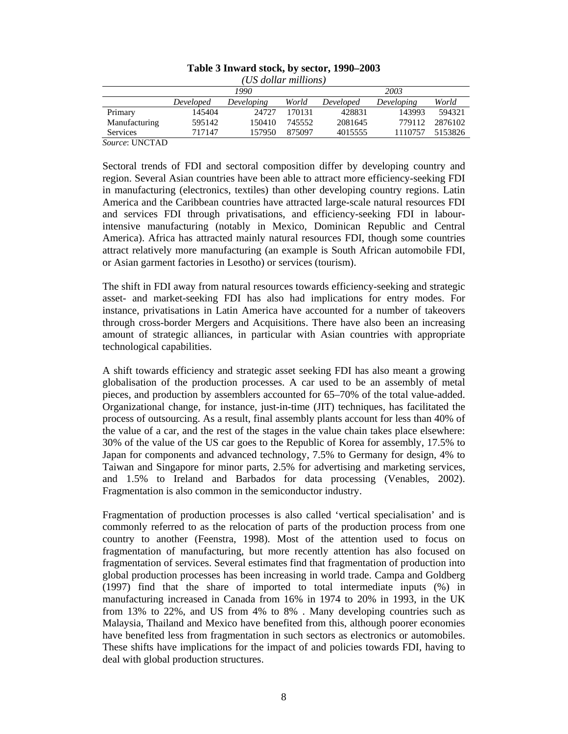**Table 3 Inward stock, by sector, 1990–2003**

*(US dollar millions)*

| | *1990* | | | *2003* | | |
|---|---|---|---|---|---|---|
| | *Developed* | *Developing* | *World* | *Developed* | *Developing* | *World* |
| Primary | 145404 | 24727 | 170131 | 428831 | 143993 | 594321 |
| Manufacturing | 595142 | 150410 | 745552 | 2081645 | 779112 | 2876102 |
| Services | 717147 | 157950 | 875097 | 4015555 | 1110757 | 5153826 |

*Source*: UNCTAD

Sectoral trends of FDI and sectoral composition differ by developing country and region. Several Asian countries have been able to attract more efficiency-seeking FDI in manufacturing (electronics, textiles) than other developing country regions. Latin America and the Caribbean countries have attracted large-scale natural resources FDI and services FDI through privatisations, and efficiency-seeking FDI in labour-intensive manufacturing (notably in Mexico, Dominican Republic and Central America). Africa has attracted mainly natural resources FDI, though some countries attract relatively more manufacturing (an example is South African automobile FDI, or Asian garment factories in Lesotho) or services (tourism).

The shift in FDI away from natural resources towards efficiency-seeking and strategic asset- and market-seeking FDI has also had implications for entry modes. For instance, privatisations in Latin America have accounted for a number of takeovers through cross-border Mergers and Acquisitions. There have also been an increasing amount of strategic alliances, in particular with Asian countries with appropriate technological capabilities.

A shift towards efficiency and strategic asset seeking FDI has also meant a growing globalisation of the production processes. A car used to be an assembly of metal pieces, and production by assemblers accounted for 65–70% of the total value-added. Organizational change, for instance, just-in-time (JIT) techniques, has facilitated the process of outsourcing. As a result, final assembly plants account for less than 40% of the value of a car, and the rest of the stages in the value chain takes place elsewhere: 30% of the value of the US car goes to the Republic of Korea for assembly, 17.5% to Japan for components and advanced technology, 7.5% to Germany for design, 4% to Taiwan and Singapore for minor parts, 2.5% for advertising and marketing services, and 1.5% to Ireland and Barbados for data processing (Venables, 2002). Fragmentation is also common in the semiconductor industry.

Fragmentation of production processes is also called 'vertical specialisation' and is commonly referred to as the relocation of parts of the production process from one country to another (Feenstra, 1998). Most of the attention used to focus on fragmentation of manufacturing, but more recently attention has also focused on fragmentation of services. Several estimates find that fragmentation of production into global production processes has been increasing in world trade. Campa and Goldberg (1997) find that the share of imported to total intermediate inputs (%) in manufacturing increased in Canada from 16% in 1974 to 20% in 1993, in the UK from 13% to 22%, and US from 4% to 8% . Many developing countries such as Malaysia, Thailand and Mexico have benefited from this, although poorer economies have benefited less from fragmentation in such sectors as electronics or automobiles. These shifts have implications for the impact of and policies towards FDI, having to deal with global production structures.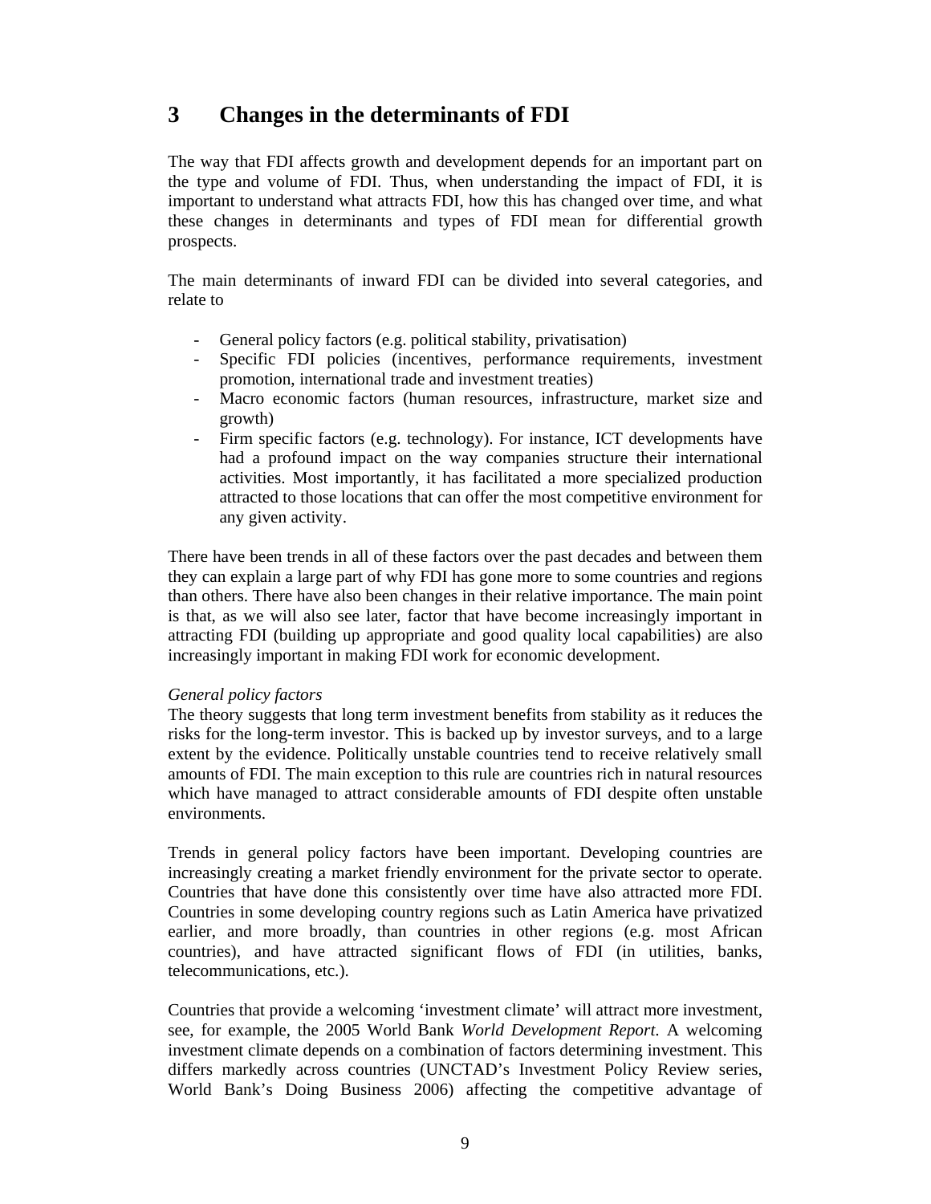# 3 Changes in the determinants of FDI

The way that FDI affects growth and development depends for an important part on the type and volume of FDI. Thus, when understanding the impact of FDI, it is important to understand what attracts FDI, how this has changed over time, and what these changes in determinants and types of FDI mean for differential growth prospects.

The main determinants of inward FDI can be divided into several categories, and relate to

- General policy factors (e.g. political stability, privatisation)
- Specific FDI policies (incentives, performance requirements, investment promotion, international trade and investment treaties)
- Macro economic factors (human resources, infrastructure, market size and growth)
- Firm specific factors (e.g. technology). For instance, ICT developments have had a profound impact on the way companies structure their international activities. Most importantly, it has facilitated a more specialized production attracted to those locations that can offer the most competitive environment for any given activity.

There have been trends in all of these factors over the past decades and between them they can explain a large part of why FDI has gone more to some countries and regions than others. There have also been changes in their relative importance. The main point is that, as we will also see later, factor that have become increasingly important in attracting FDI (building up appropriate and good quality local capabilities) are also increasingly important in making FDI work for economic development.

*General policy factors*
The theory suggests that long term investment benefits from stability as it reduces the risks for the long-term investor. This is backed up by investor surveys, and to a large extent by the evidence. Politically unstable countries tend to receive relatively small amounts of FDI. The main exception to this rule are countries rich in natural resources which have managed to attract considerable amounts of FDI despite often unstable environments.

Trends in general policy factors have been important. Developing countries are increasingly creating a market friendly environment for the private sector to operate. Countries that have done this consistently over time have also attracted more FDI. Countries in some developing country regions such as Latin America have privatized earlier, and more broadly, than countries in other regions (e.g. most African countries), and have attracted significant flows of FDI (in utilities, banks, telecommunications, etc.).

Countries that provide a welcoming 'investment climate' will attract more investment, see, for example, the 2005 World Bank *World Development Report*. A welcoming investment climate depends on a combination of factors determining investment. This differs markedly across countries (UNCTAD's Investment Policy Review series, World Bank's Doing Business 2006) affecting the competitive advantage of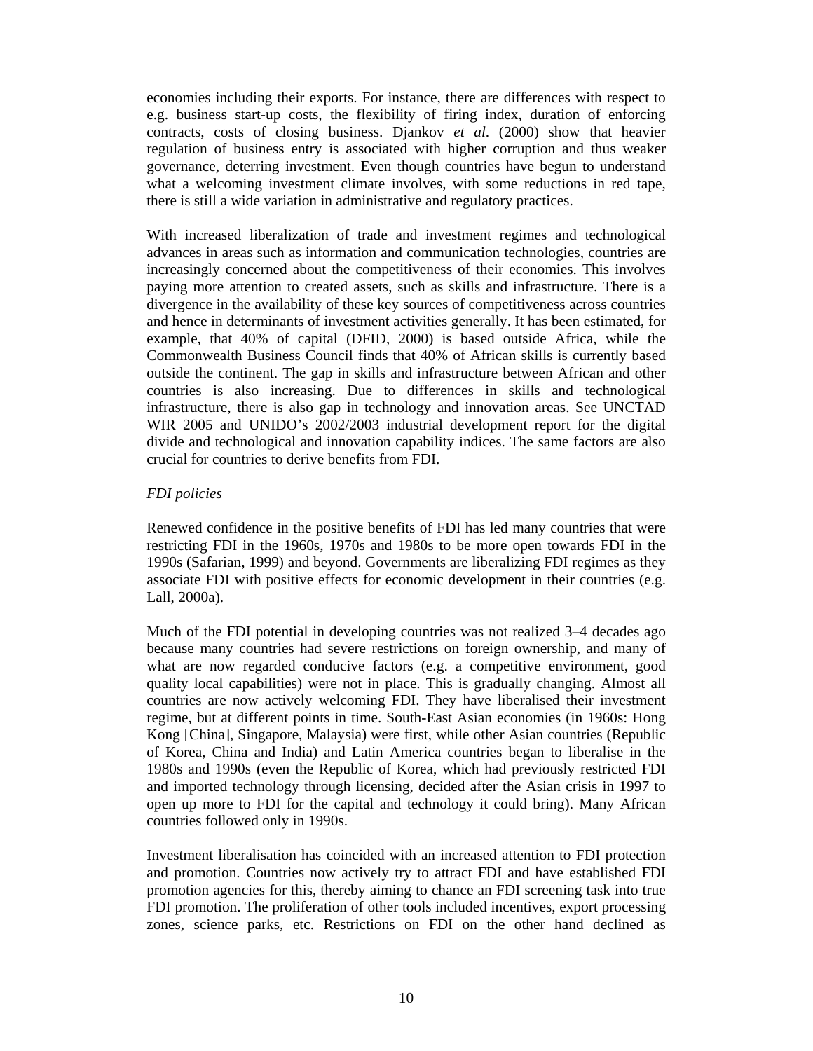economies including their exports. For instance, there are differences with respect to e.g. business start-up costs, the flexibility of firing index, duration of enforcing contracts, costs of closing business. Djankov *et al*. (2000) show that heavier regulation of business entry is associated with higher corruption and thus weaker governance, deterring investment. Even though countries have begun to understand what a welcoming investment climate involves, with some reductions in red tape, there is still a wide variation in administrative and regulatory practices.

With increased liberalization of trade and investment regimes and technological advances in areas such as information and communication technologies, countries are increasingly concerned about the competitiveness of their economies. This involves paying more attention to created assets, such as skills and infrastructure. There is a divergence in the availability of these key sources of competitiveness across countries and hence in determinants of investment activities generally. It has been estimated, for example, that 40% of capital (DFID, 2000) is based outside Africa, while the Commonwealth Business Council finds that 40% of African skills is currently based outside the continent. The gap in skills and infrastructure between African and other countries is also increasing. Due to differences in skills and technological infrastructure, there is also gap in technology and innovation areas. See UNCTAD WIR 2005 and UNIDO's 2002/2003 industrial development report for the digital divide and technological and innovation capability indices. The same factors are also crucial for countries to derive benefits from FDI.

*FDI policies*

Renewed confidence in the positive benefits of FDI has led many countries that were restricting FDI in the 1960s, 1970s and 1980s to be more open towards FDI in the 1990s (Safarian, 1999) and beyond. Governments are liberalizing FDI regimes as they associate FDI with positive effects for economic development in their countries (e.g. Lall, 2000a).

Much of the FDI potential in developing countries was not realized 3–4 decades ago because many countries had severe restrictions on foreign ownership, and many of what are now regarded conducive factors (e.g. a competitive environment, good quality local capabilities) were not in place. This is gradually changing. Almost all countries are now actively welcoming FDI. They have liberalised their investment regime, but at different points in time. South-East Asian economies (in 1960s: Hong Kong [China], Singapore, Malaysia) were first, while other Asian countries (Republic of Korea, China and India) and Latin America countries began to liberalise in the 1980s and 1990s (even the Republic of Korea, which had previously restricted FDI and imported technology through licensing, decided after the Asian crisis in 1997 to open up more to FDI for the capital and technology it could bring). Many African countries followed only in 1990s.

Investment liberalisation has coincided with an increased attention to FDI protection and promotion. Countries now actively try to attract FDI and have established FDI promotion agencies for this, thereby aiming to chance an FDI screening task into true FDI promotion. The proliferation of other tools included incentives, export processing zones, science parks, etc. Restrictions on FDI on the other hand declined as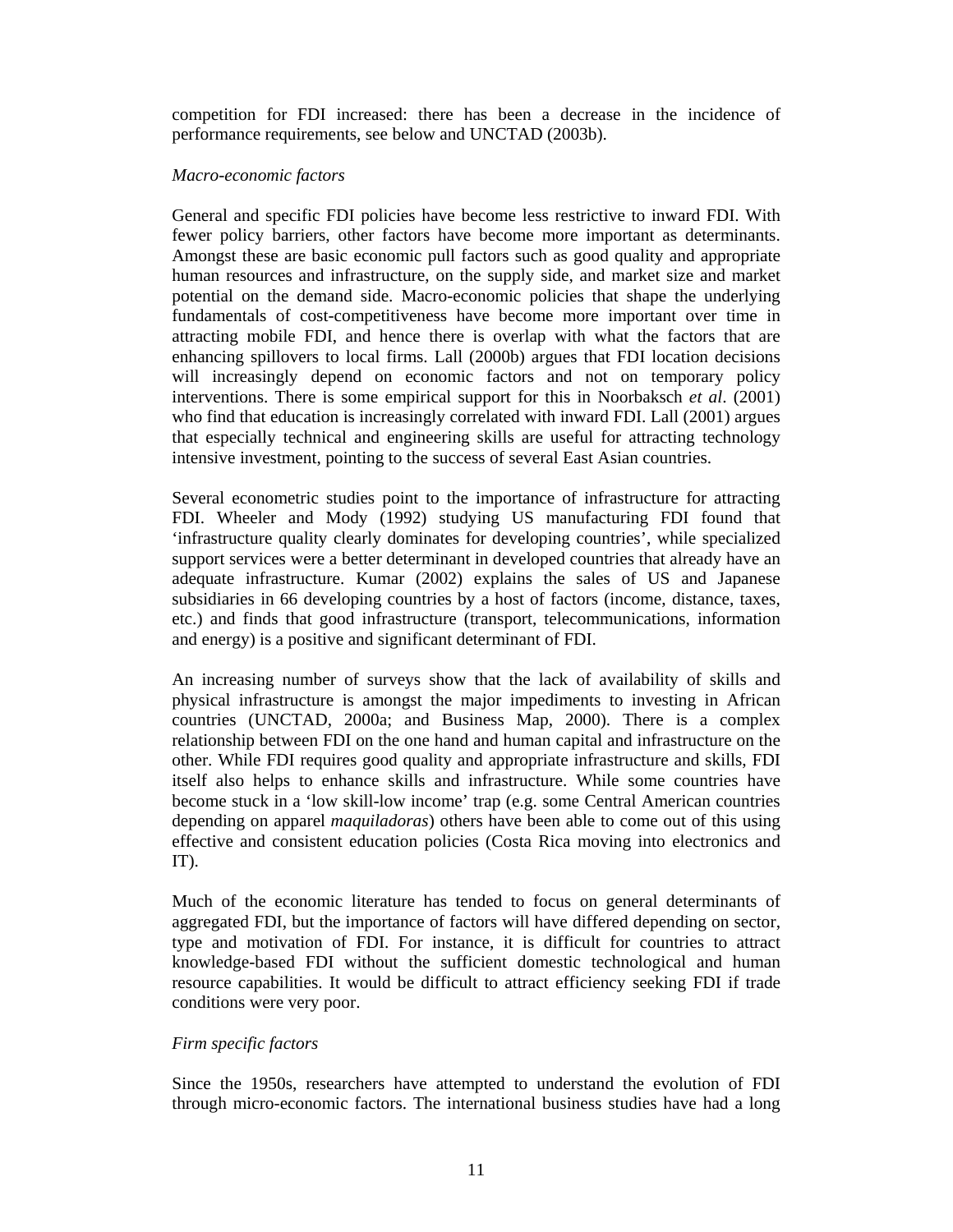competition for FDI increased: there has been a decrease in the incidence of performance requirements, see below and UNCTAD (2003b).

*Macro-economic factors*

General and specific FDI policies have become less restrictive to inward FDI. With fewer policy barriers, other factors have become more important as determinants. Amongst these are basic economic pull factors such as good quality and appropriate human resources and infrastructure, on the supply side, and market size and market potential on the demand side. Macro-economic policies that shape the underlying fundamentals of cost-competitiveness have become more important over time in attracting mobile FDI, and hence there is overlap with what the factors that are enhancing spillovers to local firms. Lall (2000b) argues that FDI location decisions will increasingly depend on economic factors and not on temporary policy interventions. There is some empirical support for this in Noorbaksch *et al*. (2001) who find that education is increasingly correlated with inward FDI. Lall (2001) argues that especially technical and engineering skills are useful for attracting technology intensive investment, pointing to the success of several East Asian countries.

Several econometric studies point to the importance of infrastructure for attracting FDI. Wheeler and Mody (1992) studying US manufacturing FDI found that 'infrastructure quality clearly dominates for developing countries', while specialized support services were a better determinant in developed countries that already have an adequate infrastructure. Kumar (2002) explains the sales of US and Japanese subsidiaries in 66 developing countries by a host of factors (income, distance, taxes, etc.) and finds that good infrastructure (transport, telecommunications, information and energy) is a positive and significant determinant of FDI.

An increasing number of surveys show that the lack of availability of skills and physical infrastructure is amongst the major impediments to investing in African countries (UNCTAD, 2000a; and Business Map, 2000). There is a complex relationship between FDI on the one hand and human capital and infrastructure on the other. While FDI requires good quality and appropriate infrastructure and skills, FDI itself also helps to enhance skills and infrastructure. While some countries have become stuck in a 'low skill-low income' trap (e.g. some Central American countries depending on apparel *maquiladoras*) others have been able to come out of this using effective and consistent education policies (Costa Rica moving into electronics and IT).

Much of the economic literature has tended to focus on general determinants of aggregated FDI, but the importance of factors will have differed depending on sector, type and motivation of FDI. For instance, it is difficult for countries to attract knowledge-based FDI without the sufficient domestic technological and human resource capabilities. It would be difficult to attract efficiency seeking FDI if trade conditions were very poor.

*Firm specific factors*

Since the 1950s, researchers have attempted to understand the evolution of FDI through micro-economic factors. The international business studies have had a long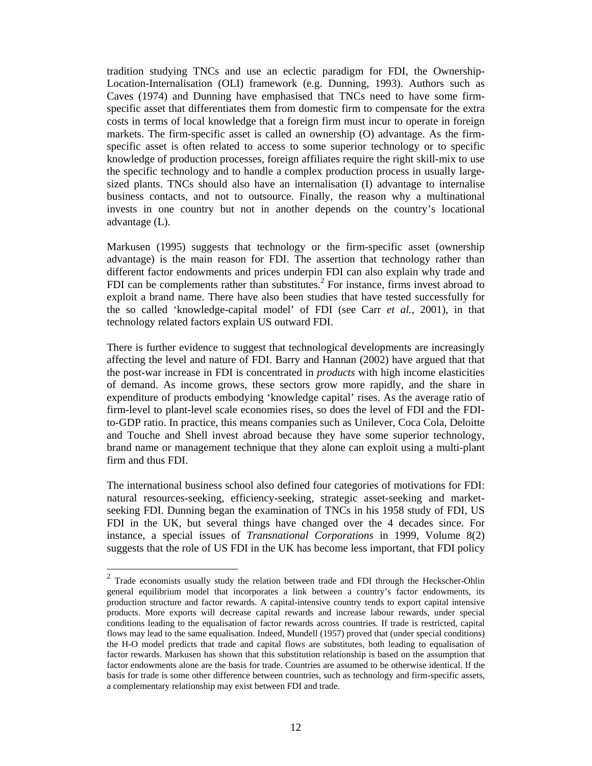tradition studying TNCs and use an eclectic paradigm for FDI, the Ownership-Location-Internalisation (OLI) framework (e.g. Dunning, 1993). Authors such as Caves (1974) and Dunning have emphasised that TNCs need to have some firm-specific asset that differentiates them from domestic firm to compensate for the extra costs in terms of local knowledge that a foreign firm must incur to operate in foreign markets. The firm-specific asset is called an ownership (O) advantage. As the firm-specific asset is often related to access to some superior technology or to specific knowledge of production processes, foreign affiliates require the right skill-mix to use the specific technology and to handle a complex production process in usually large-sized plants. TNCs should also have an internalisation (I) advantage to internalise business contacts, and not to outsource. Finally, the reason why a multinational invests in one country but not in another depends on the country's locational advantage (L).

Markusen (1995) suggests that technology or the firm-specific asset (ownership advantage) is the main reason for FDI. The assertion that technology rather than different factor endowments and prices underpin FDI can also explain why trade and FDI can be complements rather than substitutes.[2] For instance, firms invest abroad to exploit a brand name. There have also been studies that have tested successfully for the so called 'knowledge-capital model' of FDI (see Carr *et al.,* 2001), in that technology related factors explain US outward FDI.

There is further evidence to suggest that technological developments are increasingly affecting the level and nature of FDI. Barry and Hannan (2002) have argued that that the post-war increase in FDI is concentrated in *products* with high income elasticities of demand. As income grows, these sectors grow more rapidly, and the share in expenditure of products embodying 'knowledge capital' rises. As the average ratio of firm-level to plant-level scale economies rises, so does the level of FDI and the FDI-to-GDP ratio. In practice, this means companies such as Unilever, Coca Cola, Deloitte and Touche and Shell invest abroad because they have some superior technology, brand name or management technique that they alone can exploit using a multi-plant firm and thus FDI.

The international business school also defined four categories of motivations for FDI: natural resources-seeking, efficiency-seeking, strategic asset-seeking and market-seeking FDI. Dunning began the examination of TNCs in his 1958 study of FDI, US FDI in the UK, but several things have changed over the 4 decades since. For instance, a special issues of *Transnational Corporations* in 1999, Volume 8(2) suggests that the role of US FDI in the UK has become less important, that FDI policy

---

[2] Trade economists usually study the relation between trade and FDI through the Heckscher-Ohlin general equilibrium model that incorporates a link between a country's factor endowments, its production structure and factor rewards. A capital-intensive country tends to export capital intensive products. More exports will decrease capital rewards and increase labour rewards, under special conditions leading to the equalisation of factor rewards across countries. If trade is restricted, capital flows may lead to the same equalisation. Indeed, Mundell (1957) proved that (under special conditions) the H-O model predicts that trade and capital flows are substitutes, both leading to equalisation of factor rewards. Markusen has shown that this substitution relationship is based on the assumption that factor endowments alone are the basis for trade. Countries are assumed to be otherwise identical. If the basis for trade is some other difference between countries, such as technology and firm-specific assets, a complementary relationship may exist between FDI and trade.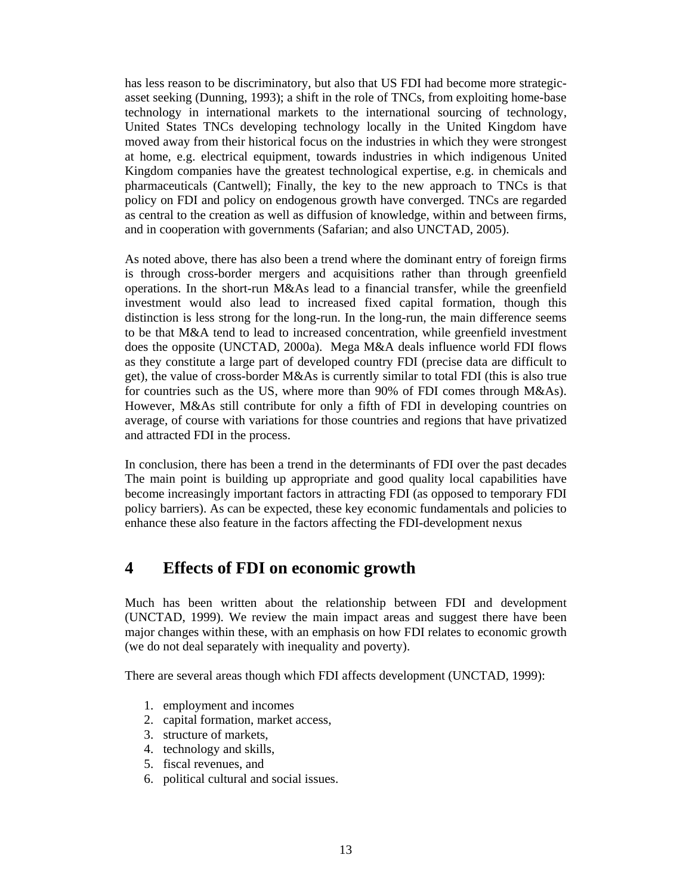has less reason to be discriminatory, but also that US FDI had become more strategic-asset seeking (Dunning, 1993); a shift in the role of TNCs, from exploiting home-base technology in international markets to the international sourcing of technology, United States TNCs developing technology locally in the United Kingdom have moved away from their historical focus on the industries in which they were strongest at home, e.g. electrical equipment, towards industries in which indigenous United Kingdom companies have the greatest technological expertise, e.g. in chemicals and pharmaceuticals (Cantwell); Finally, the key to the new approach to TNCs is that policy on FDI and policy on endogenous growth have converged. TNCs are regarded as central to the creation as well as diffusion of knowledge, within and between firms, and in cooperation with governments (Safarian; and also UNCTAD, 2005).

As noted above, there has also been a trend where the dominant entry of foreign firms is through cross-border mergers and acquisitions rather than through greenfield operations. In the short-run M&As lead to a financial transfer, while the greenfield investment would also lead to increased fixed capital formation, though this distinction is less strong for the long-run. In the long-run, the main difference seems to be that M&A tend to lead to increased concentration, while greenfield investment does the opposite (UNCTAD, 2000a). Mega M&A deals influence world FDI flows as they constitute a large part of developed country FDI (precise data are difficult to get), the value of cross-border M&As is currently similar to total FDI (this is also true for countries such as the US, where more than 90% of FDI comes through M&As). However, M&As still contribute for only a fifth of FDI in developing countries on average, of course with variations for those countries and regions that have privatized and attracted FDI in the process.

In conclusion, there has been a trend in the determinants of FDI over the past decades The main point is building up appropriate and good quality local capabilities have become increasingly important factors in attracting FDI (as opposed to temporary FDI policy barriers). As can be expected, these key economic fundamentals and policies to enhance these also feature in the factors affecting the FDI-development nexus

# 4 Effects of FDI on economic growth

Much has been written about the relationship between FDI and development (UNCTAD, 1999). We review the main impact areas and suggest there have been major changes within these, with an emphasis on how FDI relates to economic growth (we do not deal separately with inequality and poverty).

There are several areas though which FDI affects development (UNCTAD, 1999):

1. employment and incomes
2. capital formation, market access,
3. structure of markets,
4. technology and skills,
5. fiscal revenues, and
6. political cultural and social issues.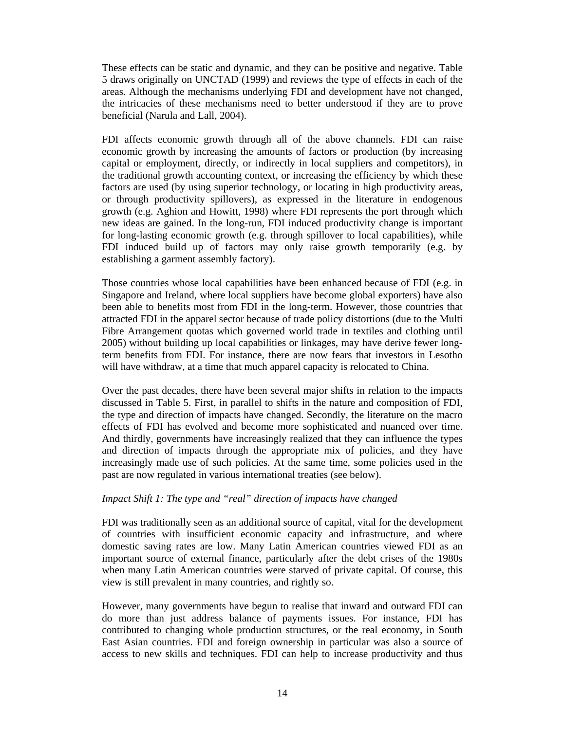These effects can be static and dynamic, and they can be positive and negative. Table 5 draws originally on UNCTAD (1999) and reviews the type of effects in each of the areas. Although the mechanisms underlying FDI and development have not changed, the intricacies of these mechanisms need to better understood if they are to prove beneficial (Narula and Lall, 2004).

FDI affects economic growth through all of the above channels. FDI can raise economic growth by increasing the amounts of factors or production (by increasing capital or employment, directly, or indirectly in local suppliers and competitors), in the traditional growth accounting context, or increasing the efficiency by which these factors are used (by using superior technology, or locating in high productivity areas, or through productivity spillovers), as expressed in the literature in endogenous growth (e.g. Aghion and Howitt, 1998) where FDI represents the port through which new ideas are gained. In the long-run, FDI induced productivity change is important for long-lasting economic growth (e.g. through spillover to local capabilities), while FDI induced build up of factors may only raise growth temporarily (e.g. by establishing a garment assembly factory).

Those countries whose local capabilities have been enhanced because of FDI (e.g. in Singapore and Ireland, where local suppliers have become global exporters) have also been able to benefits most from FDI in the long-term. However, those countries that attracted FDI in the apparel sector because of trade policy distortions (due to the Multi Fibre Arrangement quotas which governed world trade in textiles and clothing until 2005) without building up local capabilities or linkages, may have derive fewer long-term benefits from FDI. For instance, there are now fears that investors in Lesotho will have withdraw, at a time that much apparel capacity is relocated to China.

Over the past decades, there have been several major shifts in relation to the impacts discussed in Table 5. First, in parallel to shifts in the nature and composition of FDI, the type and direction of impacts have changed. Secondly, the literature on the macro effects of FDI has evolved and become more sophisticated and nuanced over time. And thirdly, governments have increasingly realized that they can influence the types and direction of impacts through the appropriate mix of policies, and they have increasingly made use of such policies. At the same time, some policies used in the past are now regulated in various international treaties (see below).

*Impact Shift 1: The type and "real" direction of impacts have changed*

FDI was traditionally seen as an additional source of capital, vital for the development of countries with insufficient economic capacity and infrastructure, and where domestic saving rates are low. Many Latin American countries viewed FDI as an important source of external finance, particularly after the debt crises of the 1980s when many Latin American countries were starved of private capital. Of course, this view is still prevalent in many countries, and rightly so.

However, many governments have begun to realise that inward and outward FDI can do more than just address balance of payments issues. For instance, FDI has contributed to changing whole production structures, or the real economy, in South East Asian countries. FDI and foreign ownership in particular was also a source of access to new skills and techniques. FDI can help to increase productivity and thus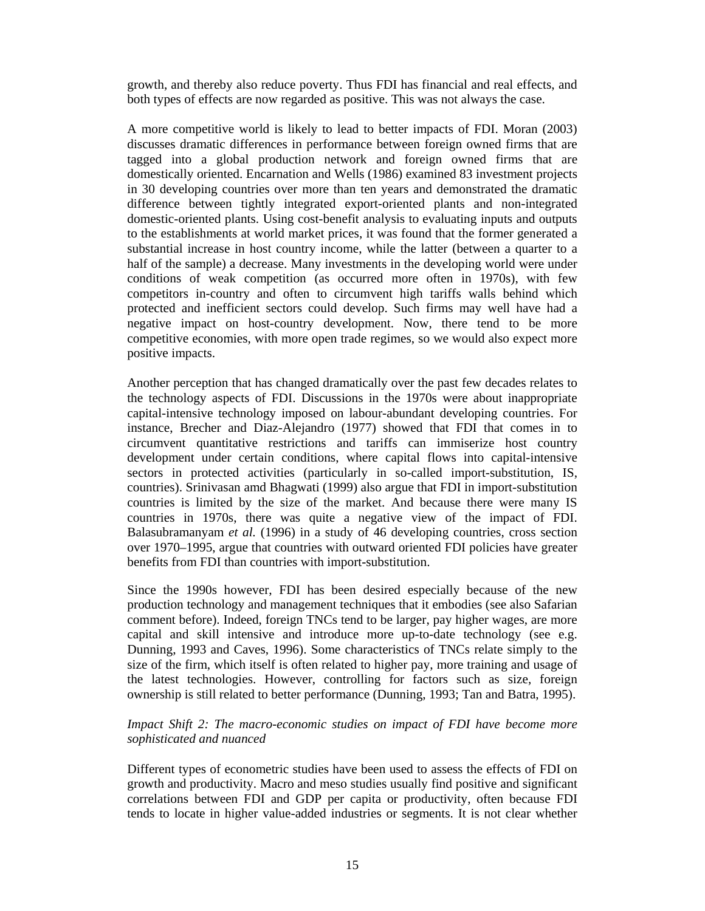growth, and thereby also reduce poverty. Thus FDI has financial and real effects, and both types of effects are now regarded as positive. This was not always the case.

A more competitive world is likely to lead to better impacts of FDI. Moran (2003) discusses dramatic differences in performance between foreign owned firms that are tagged into a global production network and foreign owned firms that are domestically oriented. Encarnation and Wells (1986) examined 83 investment projects in 30 developing countries over more than ten years and demonstrated the dramatic difference between tightly integrated export-oriented plants and non-integrated domestic-oriented plants. Using cost-benefit analysis to evaluating inputs and outputs to the establishments at world market prices, it was found that the former generated a substantial increase in host country income, while the latter (between a quarter to a half of the sample) a decrease. Many investments in the developing world were under conditions of weak competition (as occurred more often in 1970s), with few competitors in-country and often to circumvent high tariffs walls behind which protected and inefficient sectors could develop. Such firms may well have had a negative impact on host-country development. Now, there tend to be more competitive economies, with more open trade regimes, so we would also expect more positive impacts.

Another perception that has changed dramatically over the past few decades relates to the technology aspects of FDI. Discussions in the 1970s were about inappropriate capital-intensive technology imposed on labour-abundant developing countries. For instance, Brecher and Diaz-Alejandro (1977) showed that FDI that comes in to circumvent quantitative restrictions and tariffs can immiserize host country development under certain conditions, where capital flows into capital-intensive sectors in protected activities (particularly in so-called import-substitution, IS, countries). Srinivasan amd Bhagwati (1999) also argue that FDI in import-substitution countries is limited by the size of the market. And because there were many IS countries in 1970s, there was quite a negative view of the impact of FDI. Balasubramanyam *et al.* (1996) in a study of 46 developing countries, cross section over 1970–1995, argue that countries with outward oriented FDI policies have greater benefits from FDI than countries with import-substitution.

Since the 1990s however, FDI has been desired especially because of the new production technology and management techniques that it embodies (see also Safarian comment before). Indeed, foreign TNCs tend to be larger, pay higher wages, are more capital and skill intensive and introduce more up-to-date technology (see e.g. Dunning, 1993 and Caves, 1996). Some characteristics of TNCs relate simply to the size of the firm, which itself is often related to higher pay, more training and usage of the latest technologies. However, controlling for factors such as size, foreign ownership is still related to better performance (Dunning, 1993; Tan and Batra, 1995).

*Impact Shift 2: The macro-economic studies on impact of FDI have become more sophisticated and nuanced*

Different types of econometric studies have been used to assess the effects of FDI on growth and productivity. Macro and meso studies usually find positive and significant correlations between FDI and GDP per capita or productivity, often because FDI tends to locate in higher value-added industries or segments. It is not clear whether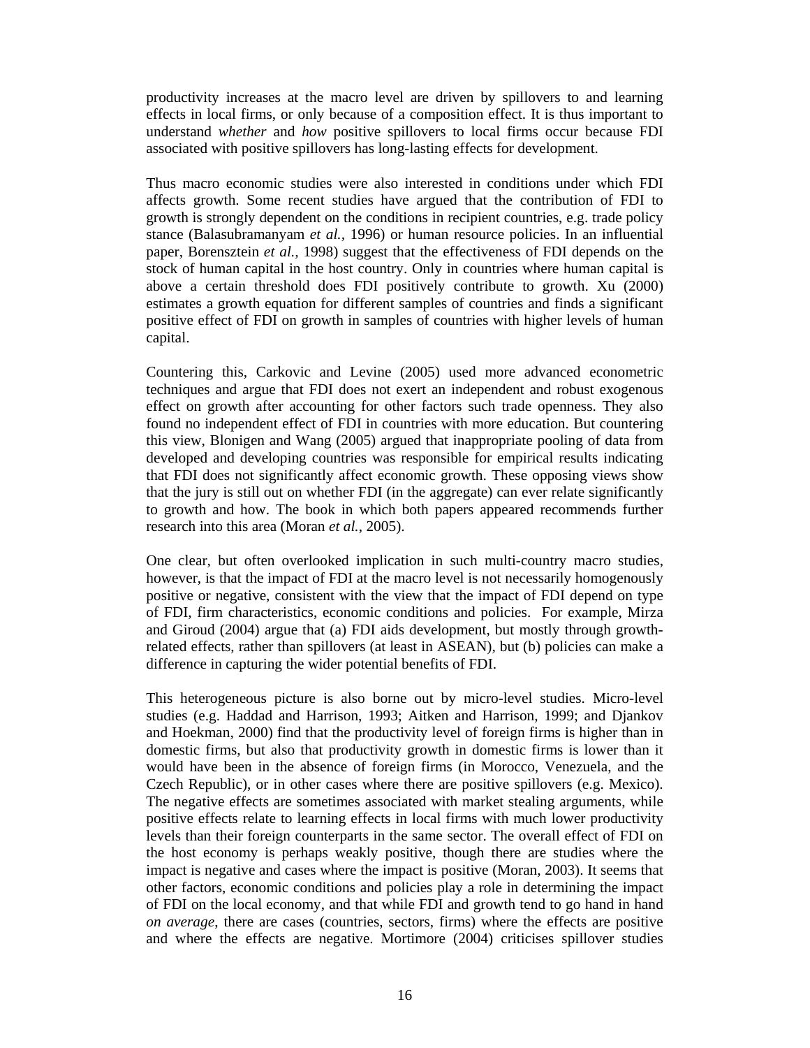productivity increases at the macro level are driven by spillovers to and learning effects in local firms, or only because of a composition effect. It is thus important to understand *whether* and *how* positive spillovers to local firms occur because FDI associated with positive spillovers has long-lasting effects for development.

Thus macro economic studies were also interested in conditions under which FDI affects growth. Some recent studies have argued that the contribution of FDI to growth is strongly dependent on the conditions in recipient countries, e.g. trade policy stance (Balasubramanyam *et al.*, 1996) or human resource policies. In an influential paper, Borensztein *et al.*, 1998) suggest that the effectiveness of FDI depends on the stock of human capital in the host country. Only in countries where human capital is above a certain threshold does FDI positively contribute to growth. Xu (2000) estimates a growth equation for different samples of countries and finds a significant positive effect of FDI on growth in samples of countries with higher levels of human capital.

Countering this, Carkovic and Levine (2005) used more advanced econometric techniques and argue that FDI does not exert an independent and robust exogenous effect on growth after accounting for other factors such trade openness. They also found no independent effect of FDI in countries with more education. But countering this view, Blonigen and Wang (2005) argued that inappropriate pooling of data from developed and developing countries was responsible for empirical results indicating that FDI does not significantly affect economic growth. These opposing views show that the jury is still out on whether FDI (in the aggregate) can ever relate significantly to growth and how. The book in which both papers appeared recommends further research into this area (Moran *et al.*, 2005).

One clear, but often overlooked implication in such multi-country macro studies, however, is that the impact of FDI at the macro level is not necessarily homogenously positive or negative, consistent with the view that the impact of FDI depend on type of FDI, firm characteristics, economic conditions and policies. For example, Mirza and Giroud (2004) argue that (a) FDI aids development, but mostly through growth-related effects, rather than spillovers (at least in ASEAN), but (b) policies can make a difference in capturing the wider potential benefits of FDI.

This heterogeneous picture is also borne out by micro-level studies. Micro-level studies (e.g. Haddad and Harrison, 1993; Aitken and Harrison, 1999; and Djankov and Hoekman, 2000) find that the productivity level of foreign firms is higher than in domestic firms, but also that productivity growth in domestic firms is lower than it would have been in the absence of foreign firms (in Morocco, Venezuela, and the Czech Republic), or in other cases where there are positive spillovers (e.g. Mexico). The negative effects are sometimes associated with market stealing arguments, while positive effects relate to learning effects in local firms with much lower productivity levels than their foreign counterparts in the same sector. The overall effect of FDI on the host economy is perhaps weakly positive, though there are studies where the impact is negative and cases where the impact is positive (Moran, 2003). It seems that other factors, economic conditions and policies play a role in determining the impact of FDI on the local economy, and that while FDI and growth tend to go hand in hand *on average*, there are cases (countries, sectors, firms) where the effects are positive and where the effects are negative. Mortimore (2004) criticises spillover studies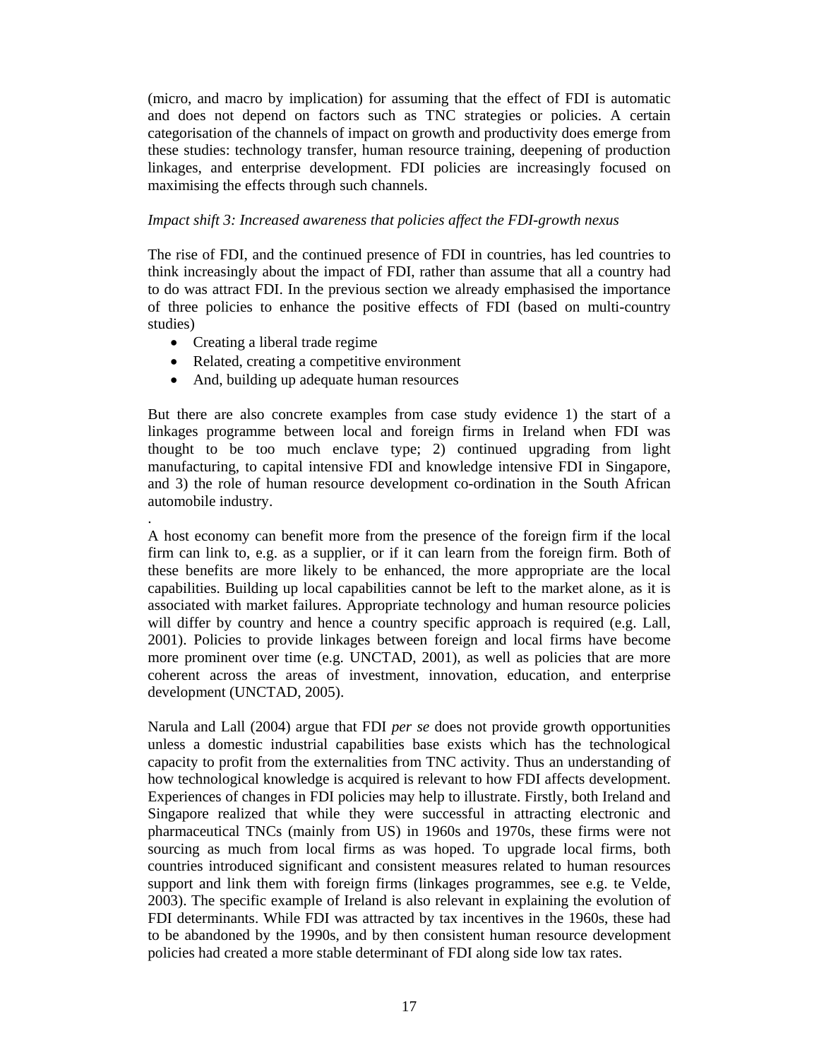(micro, and macro by implication) for assuming that the effect of FDI is automatic and does not depend on factors such as TNC strategies or policies. A certain categorisation of the channels of impact on growth and productivity does emerge from these studies: technology transfer, human resource training, deepening of production linkages, and enterprise development. FDI policies are increasingly focused on maximising the effects through such channels.

*Impact shift 3: Increased awareness that policies affect the FDI-growth nexus*

The rise of FDI, and the continued presence of FDI in countries, has led countries to think increasingly about the impact of FDI, rather than assume that all a country had to do was attract FDI. In the previous section we already emphasised the importance of three policies to enhance the positive effects of FDI (based on multi-country studies)

- Creating a liberal trade regime
- Related, creating a competitive environment
- And, building up adequate human resources

But there are also concrete examples from case study evidence 1) the start of a linkages programme between local and foreign firms in Ireland when FDI was thought to be too much enclave type; 2) continued upgrading from light manufacturing, to capital intensive FDI and knowledge intensive FDI in Singapore, and 3) the role of human resource development co-ordination in the South African automobile industry.

.
A host economy can benefit more from the presence of the foreign firm if the local firm can link to, e.g. as a supplier, or if it can learn from the foreign firm. Both of these benefits are more likely to be enhanced, the more appropriate are the local capabilities. Building up local capabilities cannot be left to the market alone, as it is associated with market failures. Appropriate technology and human resource policies will differ by country and hence a country specific approach is required (e.g. Lall, 2001). Policies to provide linkages between foreign and local firms have become more prominent over time (e.g. UNCTAD, 2001), as well as policies that are more coherent across the areas of investment, innovation, education, and enterprise development (UNCTAD, 2005).

Narula and Lall (2004) argue that FDI *per se* does not provide growth opportunities unless a domestic industrial capabilities base exists which has the technological capacity to profit from the externalities from TNC activity. Thus an understanding of how technological knowledge is acquired is relevant to how FDI affects development. Experiences of changes in FDI policies may help to illustrate. Firstly, both Ireland and Singapore realized that while they were successful in attracting electronic and pharmaceutical TNCs (mainly from US) in 1960s and 1970s, these firms were not sourcing as much from local firms as was hoped. To upgrade local firms, both countries introduced significant and consistent measures related to human resources support and link them with foreign firms (linkages programmes, see e.g. te Velde, 2003). The specific example of Ireland is also relevant in explaining the evolution of FDI determinants. While FDI was attracted by tax incentives in the 1960s, these had to be abandoned by the 1990s, and by then consistent human resource development policies had created a more stable determinant of FDI along side low tax rates.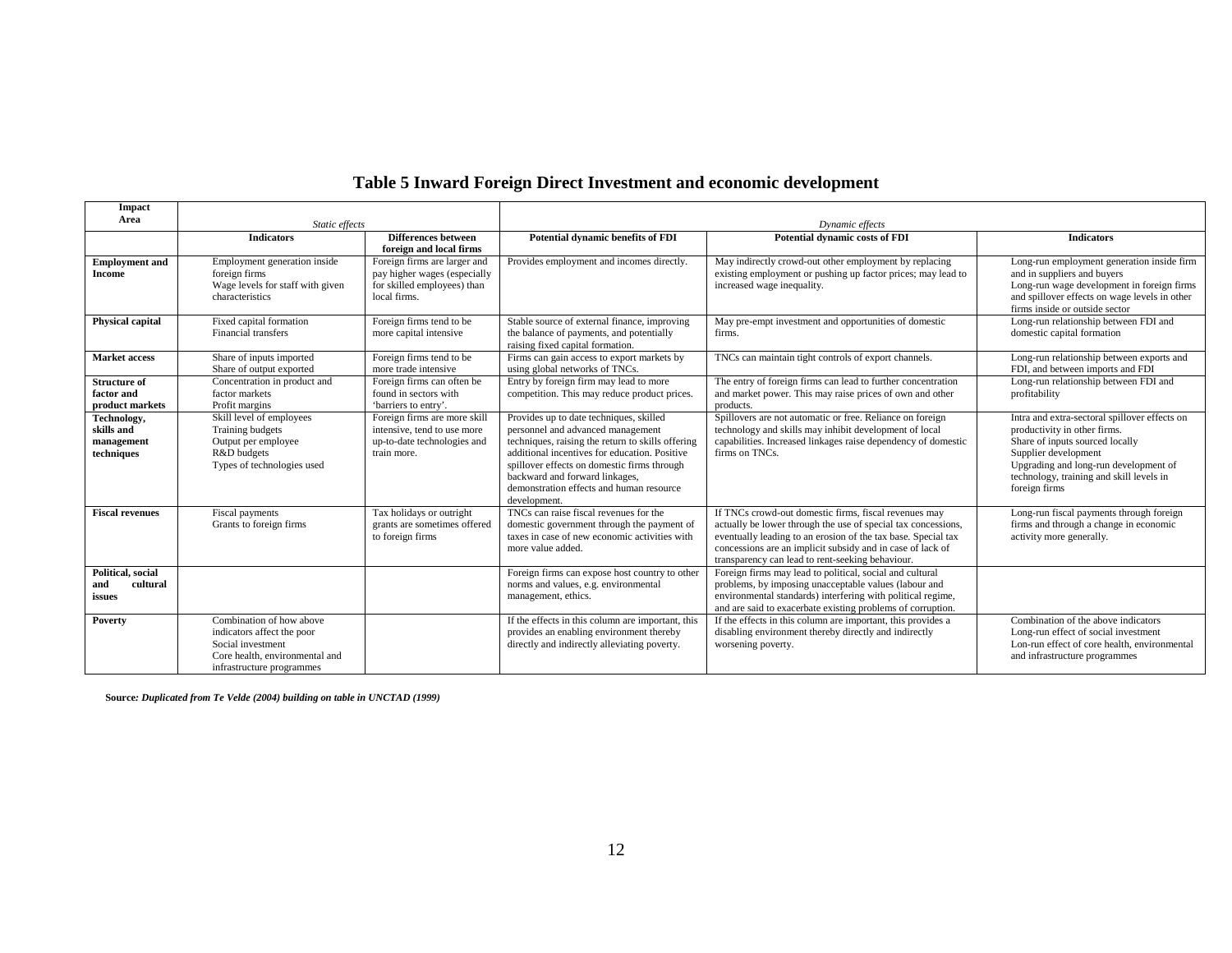# Table 5 Inward Foreign Direct Investment and economic development

| Impact Area | *Static effects* | | *Dynamic effects* | | |
|---|---|---|---|---|---|
| | **Indicators** | **Differences between foreign and local firms** | **Potential dynamic benefits of FDI** | **Potential dynamic costs of FDI** | **Indicators** |
| **Employment and Income** | Employment generation inside foreign firms<br>Wage levels for staff with given characteristics | Foreign firms are larger and pay higher wages (especially for skilled employees) than local firms. | Provides employment and incomes directly. | May indirectly crowd-out other employment by replacing existing employment or pushing up factor prices; may lead to increased wage inequality. | Long-run employment generation inside firm and in suppliers and buyers<br>Long-run wage development in foreign firms and spillover effects on wage levels in other firms inside or outside sector |
| **Physical capital** | Fixed capital formation<br>Financial transfers | Foreign firms tend to be more capital intensive | Stable source of external finance, improving the balance of payments, and potentially raising fixed capital formation. | May pre-empt investment and opportunities of domestic firms. | Long-run relationship between FDI and domestic capital formation |
| **Market access** | Share of inputs imported<br>Share of output exported | Foreign firms tend to be more trade intensive | Firms can gain access to export markets by using global networks of TNCs. | TNCs can maintain tight controls of export channels. | Long-run relationship between exports and FDI, and between imports and FDI |
| **Structure of factor and product markets** | Concentration in product and factor markets<br>Profit margins | Foreign firms can often be found in sectors with 'barriers to entry'. | Entry by foreign firm may lead to more competition. This may reduce product prices. | The entry of foreign firms can lead to further concentration and market power. This may raise prices of own and other products. | Long-run relationship between FDI and profitability |
| **Technology, skills and management techniques** | Skill level of employees<br>Training budgets<br>Output per employee<br>R&D budgets<br>Types of technologies used | Foreign firms are more skill intensive, tend to use more up-to-date technologies and train more. | Provides up to date techniques, skilled personnel and advanced management techniques, raising the return to skills offering additional incentives for education. Positive spillover effects on domestic firms through backward and forward linkages, demonstration effects and human resource development. | Spillovers are not automatic or free. Reliance on foreign technology and skills may inhibit development of local capabilities. Increased linkages raise dependency of domestic firms on TNCs. | Intra and extra-sectoral spillover effects on productivity in other firms.<br>Share of inputs sourced locally<br>Supplier development<br>Upgrading and long-run development of technology, training and skill levels in foreign firms |
| **Fiscal revenues** | Fiscal payments<br>Grants to foreign firms | Tax holidays or outright grants are sometimes offered to foreign firms | TNCs can raise fiscal revenues for the domestic government through the payment of taxes in case of new economic activities with more value added. | If TNCs crowd-out domestic firms, fiscal revenues may actually be lower through the use of special tax concessions, eventually leading to an erosion of the tax base. Special tax concessions are an implicit subsidy and in case of lack of transparency can lead to rent-seeking behaviour. | Long-run fiscal payments through foreign firms and through a change in economic activity more generally. |
| **Political, social and cultural issues** | | | Foreign firms can expose host country to other norms and values, e.g. environmental management, ethics. | Foreign firms may lead to political, social and cultural problems, by imposing unacceptable values (labour and environmental standards) interfering with political regime, and are said to exacerbate existing problems of corruption. | |
| **Poverty** | Combination of how above indicators affect the poor<br>Social investment<br>Core health, environmental and infrastructure programmes | | If the effects in this column are important, this provides an enabling environment thereby directly and indirectly alleviating poverty. | If the effects in this column are important, this provides a disabling environment thereby directly and indirectly worsening poverty. | Combination of the above indicators<br>Long-run effect of social investment<br>Lon-run effect of core health, environmental and infrastructure programmes |

**Source:** ***Duplicated from Te Velde (2004) building on table in UNCTAD (1999)***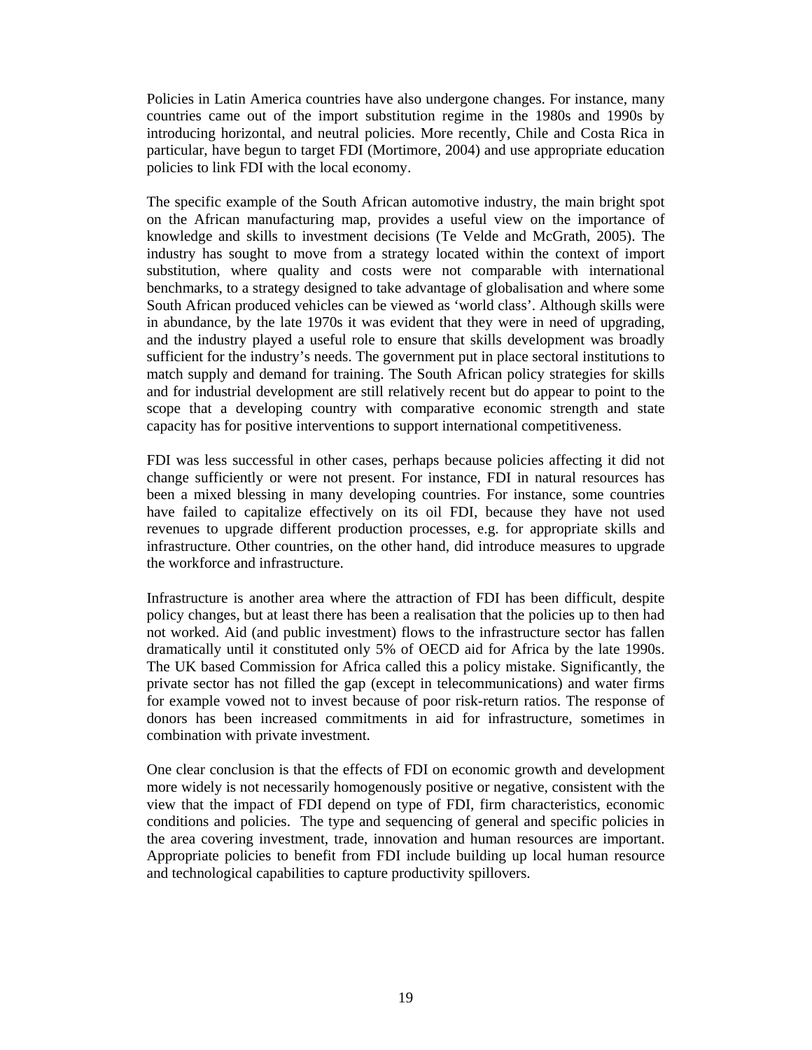Policies in Latin America countries have also undergone changes. For instance, many countries came out of the import substitution regime in the 1980s and 1990s by introducing horizontal, and neutral policies. More recently, Chile and Costa Rica in particular, have begun to target FDI (Mortimore, 2004) and use appropriate education policies to link FDI with the local economy.

The specific example of the South African automotive industry, the main bright spot on the African manufacturing map, provides a useful view on the importance of knowledge and skills to investment decisions (Te Velde and McGrath, 2005). The industry has sought to move from a strategy located within the context of import substitution, where quality and costs were not comparable with international benchmarks, to a strategy designed to take advantage of globalisation and where some South African produced vehicles can be viewed as 'world class'. Although skills were in abundance, by the late 1970s it was evident that they were in need of upgrading, and the industry played a useful role to ensure that skills development was broadly sufficient for the industry's needs. The government put in place sectoral institutions to match supply and demand for training. The South African policy strategies for skills and for industrial development are still relatively recent but do appear to point to the scope that a developing country with comparative economic strength and state capacity has for positive interventions to support international competitiveness.

FDI was less successful in other cases, perhaps because policies affecting it did not change sufficiently or were not present. For instance, FDI in natural resources has been a mixed blessing in many developing countries. For instance, some countries have failed to capitalize effectively on its oil FDI, because they have not used revenues to upgrade different production processes, e.g. for appropriate skills and infrastructure. Other countries, on the other hand, did introduce measures to upgrade the workforce and infrastructure.

Infrastructure is another area where the attraction of FDI has been difficult, despite policy changes, but at least there has been a realisation that the policies up to then had not worked. Aid (and public investment) flows to the infrastructure sector has fallen dramatically until it constituted only 5% of OECD aid for Africa by the late 1990s. The UK based Commission for Africa called this a policy mistake. Significantly, the private sector has not filled the gap (except in telecommunications) and water firms for example vowed not to invest because of poor risk-return ratios. The response of donors has been increased commitments in aid for infrastructure, sometimes in combination with private investment.

One clear conclusion is that the effects of FDI on economic growth and development more widely is not necessarily homogenously positive or negative, consistent with the view that the impact of FDI depend on type of FDI, firm characteristics, economic conditions and policies. The type and sequencing of general and specific policies in the area covering investment, trade, innovation and human resources are important. Appropriate policies to benefit from FDI include building up local human resource and technological capabilities to capture productivity spillovers.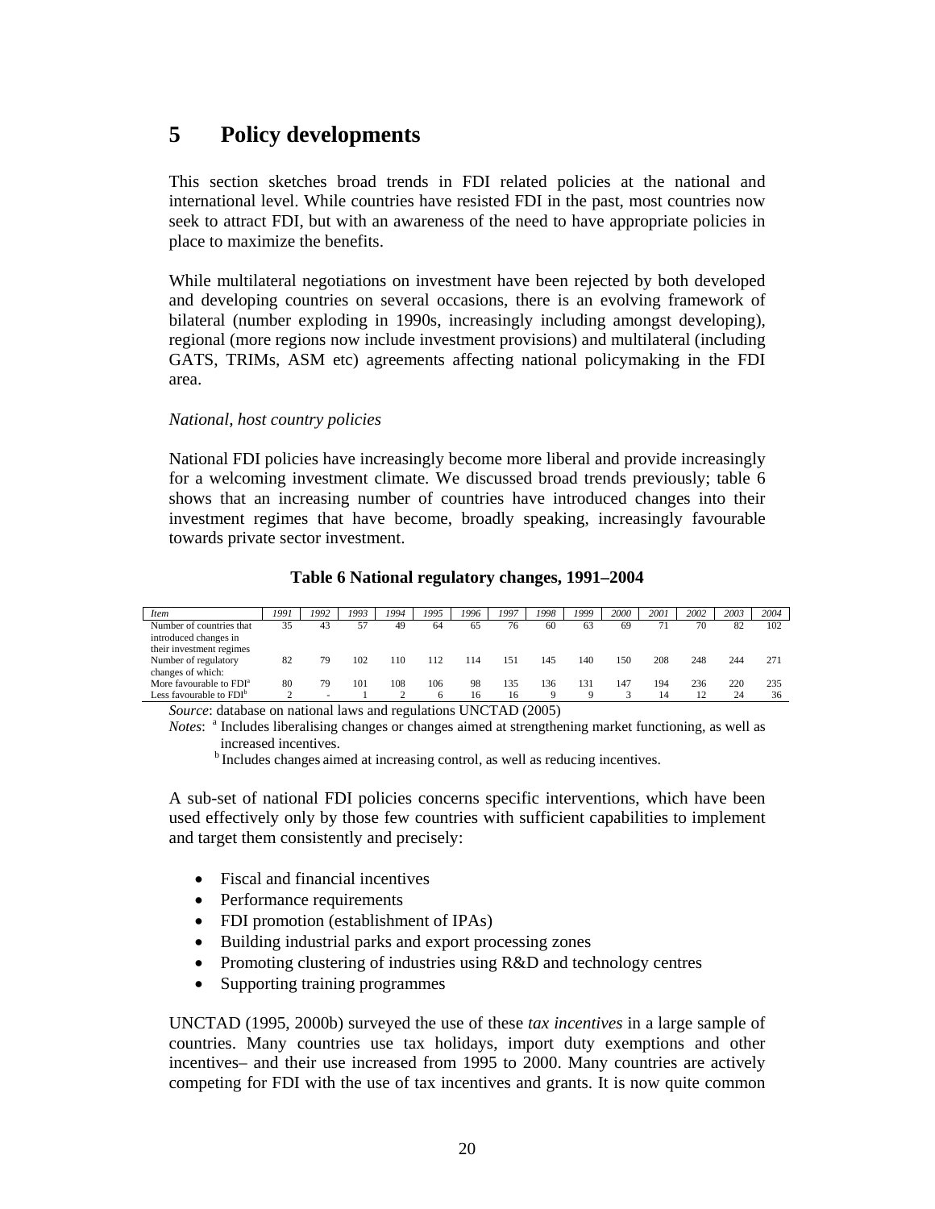# 5 Policy developments

This section sketches broad trends in FDI related policies at the national and international level. While countries have resisted FDI in the past, most countries now seek to attract FDI, but with an awareness of the need to have appropriate policies in place to maximize the benefits.

While multilateral negotiations on investment have been rejected by both developed and developing countries on several occasions, there is an evolving framework of bilateral (number exploding in 1990s, increasingly including amongst developing), regional (more regions now include investment provisions) and multilateral (including GATS, TRIMs, ASM etc) agreements affecting national policymaking in the FDI area.

*National, host country policies*

National FDI policies have increasingly become more liberal and provide increasingly for a welcoming investment climate. We discussed broad trends previously; table 6 shows that an increasing number of countries have introduced changes into their investment regimes that have become, broadly speaking, increasingly favourable towards private sector investment.

**Table 6 National regulatory changes, 1991–2004**

| *Item* | *1991* | *1992* | *1993* | *1994* | *1995* | *1996* | *1997* | *1998* | *1999* | *2000* | *2001* | *2002* | *2003* | *2004* |
|---|---|---|---|---|---|---|---|---|---|---|---|---|---|---|
| Number of countries that introduced changes in their investment regimes | 35 | 43 | 57 | 49 | 64 | 65 | 76 | 60 | 63 | 69 | 71 | 70 | 82 | 102 |
| Number of regulatory changes of which: | 82 | 79 | 102 | 110 | 112 | 114 | 151 | 145 | 140 | 150 | 208 | 248 | 244 | 271 |
| More favourable to FDI[a] | 80 | 79 | 101 | 108 | 106 | 98 | 135 | 136 | 131 | 147 | 194 | 236 | 220 | 235 |
| Less favourable to FDI[b] | 2 | - | 1 | 2 | 6 | 16 | 16 | 9 | 9 | 3 | 14 | 12 | 24 | 36 |

*Source*: database on national laws and regulations UNCTAD (2005)

*Notes*: [a] Includes liberalising changes or changes aimed at strengthening market functioning, as well as increased incentives.

[b] Includes changes aimed at increasing control, as well as reducing incentives.

A sub-set of national FDI policies concerns specific interventions, which have been used effectively only by those few countries with sufficient capabilities to implement and target them consistently and precisely:

- Fiscal and financial incentives
- Performance requirements
- FDI promotion (establishment of IPAs)
- Building industrial parks and export processing zones
- Promoting clustering of industries using R&D and technology centres
- Supporting training programmes

UNCTAD (1995, 2000b) surveyed the use of these *tax incentives* in a large sample of countries. Many countries use tax holidays, import duty exemptions and other incentives– and their use increased from 1995 to 2000. Many countries are actively competing for FDI with the use of tax incentives and grants. It is now quite common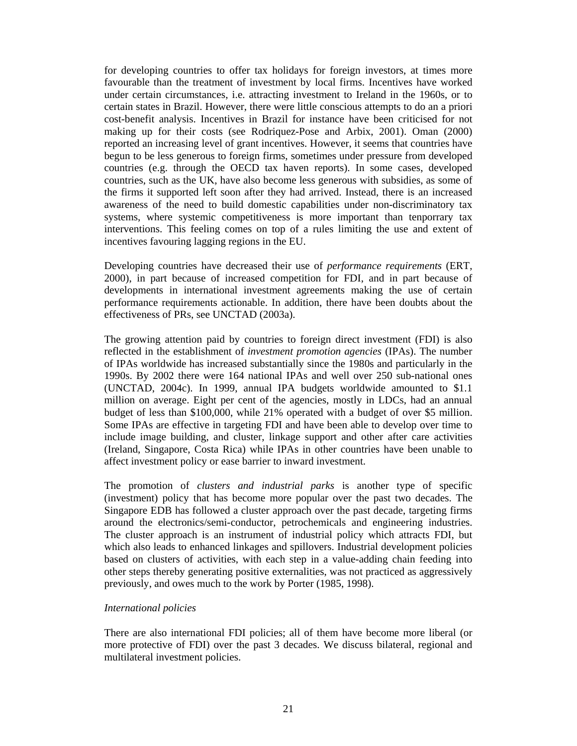for developing countries to offer tax holidays for foreign investors, at times more favourable than the treatment of investment by local firms. Incentives have worked under certain circumstances, i.e. attracting investment to Ireland in the 1960s, or to certain states in Brazil. However, there were little conscious attempts to do an a priori cost-benefit analysis. Incentives in Brazil for instance have been criticised for not making up for their costs (see Rodriquez-Pose and Arbix, 2001). Oman (2000) reported an increasing level of grant incentives. However, it seems that countries have begun to be less generous to foreign firms, sometimes under pressure from developed countries (e.g. through the OECD tax haven reports). In some cases, developed countries, such as the UK, have also become less generous with subsidies, as some of the firms it supported left soon after they had arrived. Instead, there is an increased awareness of the need to build domestic capabilities under non-discriminatory tax systems, where systemic competitiveness is more important than tenporrary tax interventions. This feeling comes on top of a rules limiting the use and extent of incentives favouring lagging regions in the EU.

Developing countries have decreased their use of *performance requirements* (ERT, 2000), in part because of increased competition for FDI, and in part because of developments in international investment agreements making the use of certain performance requirements actionable. In addition, there have been doubts about the effectiveness of PRs, see UNCTAD (2003a).

The growing attention paid by countries to foreign direct investment (FDI) is also reflected in the establishment of *investment promotion agencies* (IPAs). The number of IPAs worldwide has increased substantially since the 1980s and particularly in the 1990s. By 2002 there were 164 national IPAs and well over 250 sub-national ones (UNCTAD, 2004c). In 1999, annual IPA budgets worldwide amounted to $1.1 million on average. Eight per cent of the agencies, mostly in LDCs, had an annual budget of less than $100,000, while 21% operated with a budget of over $5 million. Some IPAs are effective in targeting FDI and have been able to develop over time to include image building, and cluster, linkage support and other after care activities (Ireland, Singapore, Costa Rica) while IPAs in other countries have been unable to affect investment policy or ease barrier to inward investment.

The promotion of *clusters and industrial parks* is another type of specific (investment) policy that has become more popular over the past two decades. The Singapore EDB has followed a cluster approach over the past decade, targeting firms around the electronics/semi-conductor, petrochemicals and engineering industries. The cluster approach is an instrument of industrial policy which attracts FDI, but which also leads to enhanced linkages and spillovers. Industrial development policies based on clusters of activities, with each step in a value-adding chain feeding into other steps thereby generating positive externalities, was not practiced as aggressively previously, and owes much to the work by Porter (1985, 1998).

*International policies*

There are also international FDI policies; all of them have become more liberal (or more protective of FDI) over the past 3 decades. We discuss bilateral, regional and multilateral investment policies.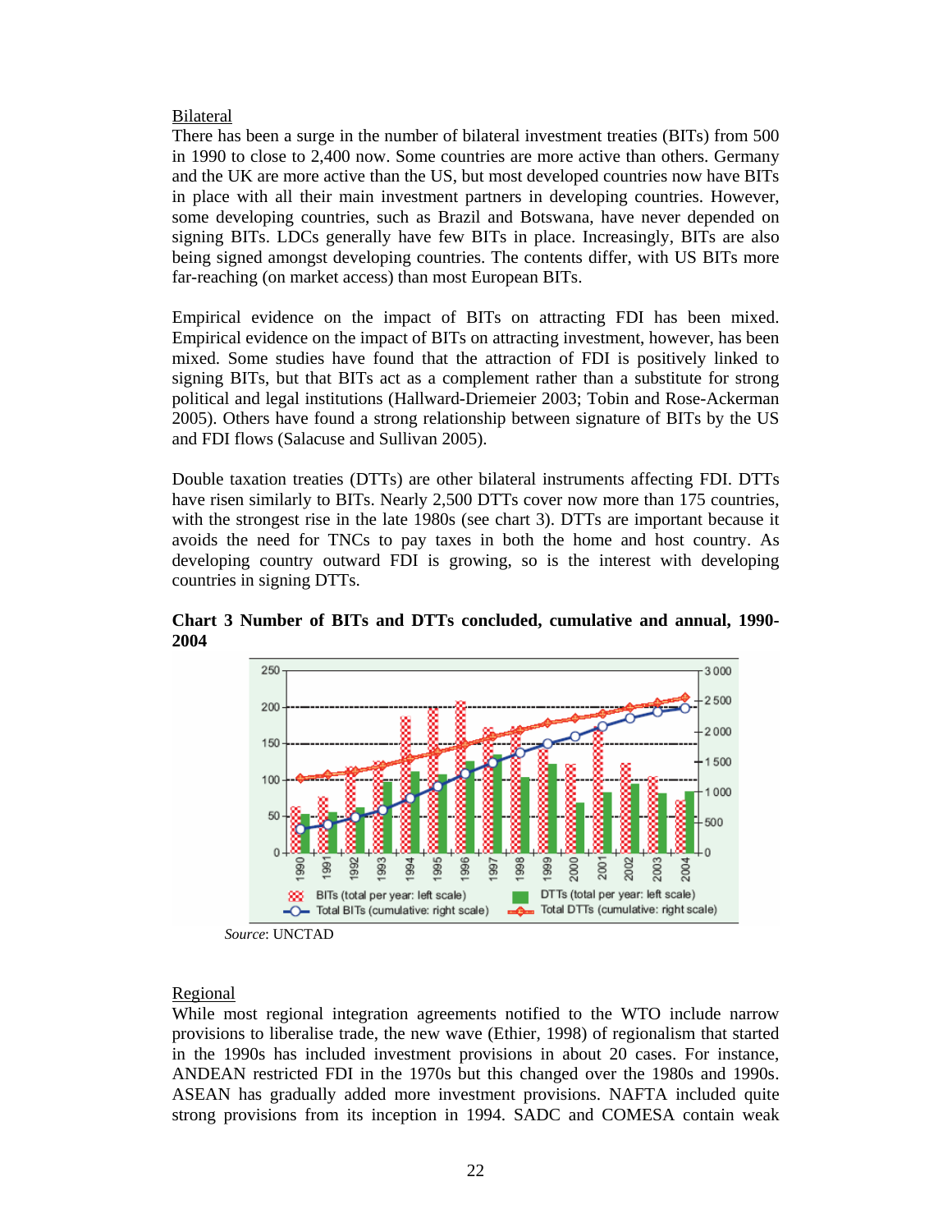Bilateral

There has been a surge in the number of bilateral investment treaties (BITs) from 500 in 1990 to close to 2,400 now. Some countries are more active than others. Germany and the UK are more active than the US, but most developed countries now have BITs in place with all their main investment partners in developing countries. However, some developing countries, such as Brazil and Botswana, have never depended on signing BITs. LDCs generally have few BITs in place. Increasingly, BITs are also being signed amongst developing countries. The contents differ, with US BITs more far-reaching (on market access) than most European BITs.

Empirical evidence on the impact of BITs on attracting FDI has been mixed. Empirical evidence on the impact of BITs on attracting investment, however, has been mixed. Some studies have found that the attraction of FDI is positively linked to signing BITs, but that BITs act as a complement rather than a substitute for strong political and legal institutions (Hallward-Driemeier 2003; Tobin and Rose-Ackerman 2005). Others have found a strong relationship between signature of BITs by the US and FDI flows (Salacuse and Sullivan 2005).

Double taxation treaties (DTTs) are other bilateral instruments affecting FDI. DTTs have risen similarly to BITs. Nearly 2,500 DTTs cover now more than 175 countries, with the strongest rise in the late 1980s (see chart 3). DTTs are important because it avoids the need for TNCs to pay taxes in both the home and host country. As developing country outward FDI is growing, so is the interest with developing countries in signing DTTs.

**Chart 3 Number of BITs and DTTs concluded, cumulative and annual, 1990-2004**

*Source*: UNCTAD

Regional

While most regional integration agreements notified to the WTO include narrow provisions to liberalise trade, the new wave (Ethier, 1998) of regionalism that started in the 1990s has included investment provisions in about 20 cases. For instance, ANDEAN restricted FDI in the 1970s but this changed over the 1980s and 1990s. ASEAN has gradually added more investment provisions. NAFTA included quite strong provisions from its inception in 1994. SADC and COMESA contain weak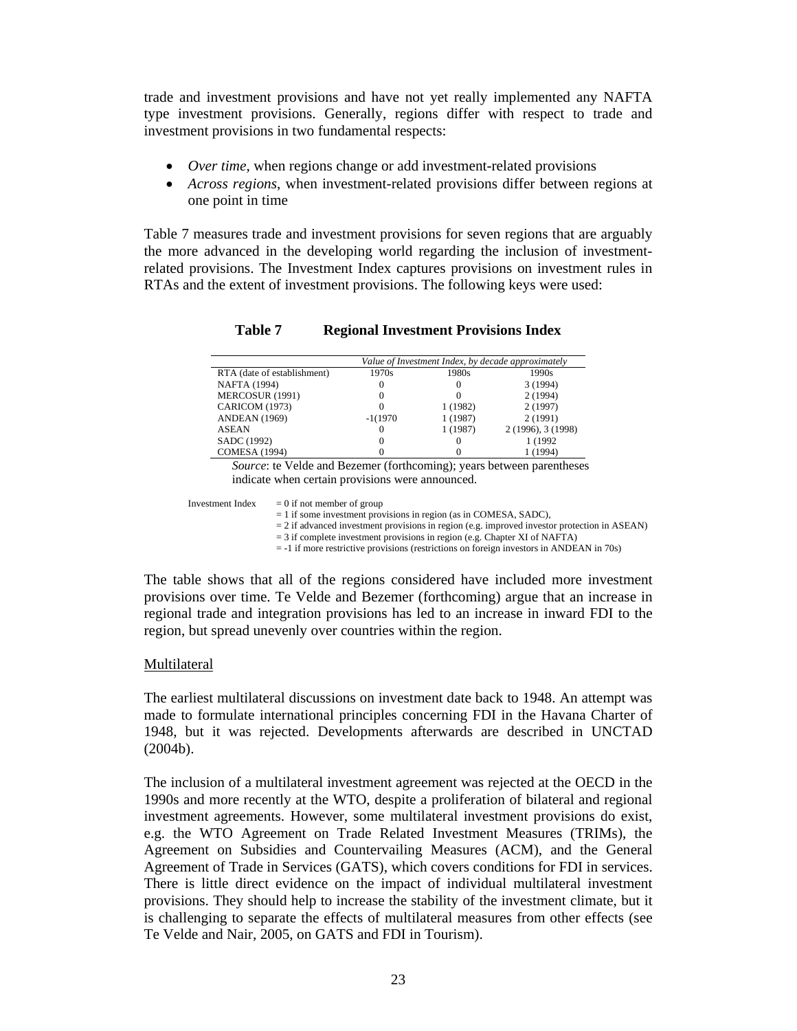trade and investment provisions and have not yet really implemented any NAFTA type investment provisions. Generally, regions differ with respect to trade and investment provisions in two fundamental respects:

- *Over time*, when regions change or add investment-related provisions
- *Across regions*, when investment-related provisions differ between regions at one point in time

Table 7 measures trade and investment provisions for seven regions that are arguably the more advanced in the developing world regarding the inclusion of investment-related provisions. The Investment Index captures provisions on investment rules in RTAs and the extent of investment provisions. The following keys were used:

**Table 7 Regional Investment Provisions Index**

| | *Value of Investment Index, by decade approximately* | | |
|---|---|---|---|
| RTA (date of establishment) | 1970s | 1980s | 1990s |
| NAFTA (1994) | 0 | 0 | 3 (1994) |
| MERCOSUR (1991) | 0 | 0 | 2 (1994) |
| CARICOM (1973) | 0 | 1 (1982) | 2 (1997) |
| ANDEAN (1969) | -1(1970 | 1 (1987) | 2 (1991) |
| ASEAN | 0 | 1 (1987) | 2 (1996), 3 (1998) |
| SADC (1992) | 0 | 0 | 1 (1992 |
| COMESA (1994) | 0 | 0 | 1 (1994) |

*Source*: te Velde and Bezemer (forthcoming); years between parentheses indicate when certain provisions were announced.

Investment Index
= 0 if not member of group
= 1 if some investment provisions in region (as in COMESA, SADC),
= 2 if advanced investment provisions in region (e.g. improved investor protection in ASEAN)
= 3 if complete investment provisions in region (e.g. Chapter XI of NAFTA)
= -1 if more restrictive provisions (restrictions on foreign investors in ANDEAN in 70s)

The table shows that all of the regions considered have included more investment provisions over time. Te Velde and Bezemer (forthcoming) argue that an increase in regional trade and integration provisions has led to an increase in inward FDI to the region, but spread unevenly over countries within the region.

Multilateral

The earliest multilateral discussions on investment date back to 1948. An attempt was made to formulate international principles concerning FDI in the Havana Charter of 1948, but it was rejected. Developments afterwards are described in UNCTAD (2004b).

The inclusion of a multilateral investment agreement was rejected at the OECD in the 1990s and more recently at the WTO, despite a proliferation of bilateral and regional investment agreements. However, some multilateral investment provisions do exist, e.g. the WTO Agreement on Trade Related Investment Measures (TRIMs), the Agreement on Subsidies and Countervailing Measures (ACM), and the General Agreement of Trade in Services (GATS), which covers conditions for FDI in services. There is little direct evidence on the impact of individual multilateral investment provisions. They should help to increase the stability of the investment climate, but it is challenging to separate the effects of multilateral measures from other effects (see Te Velde and Nair, 2005, on GATS and FDI in Tourism).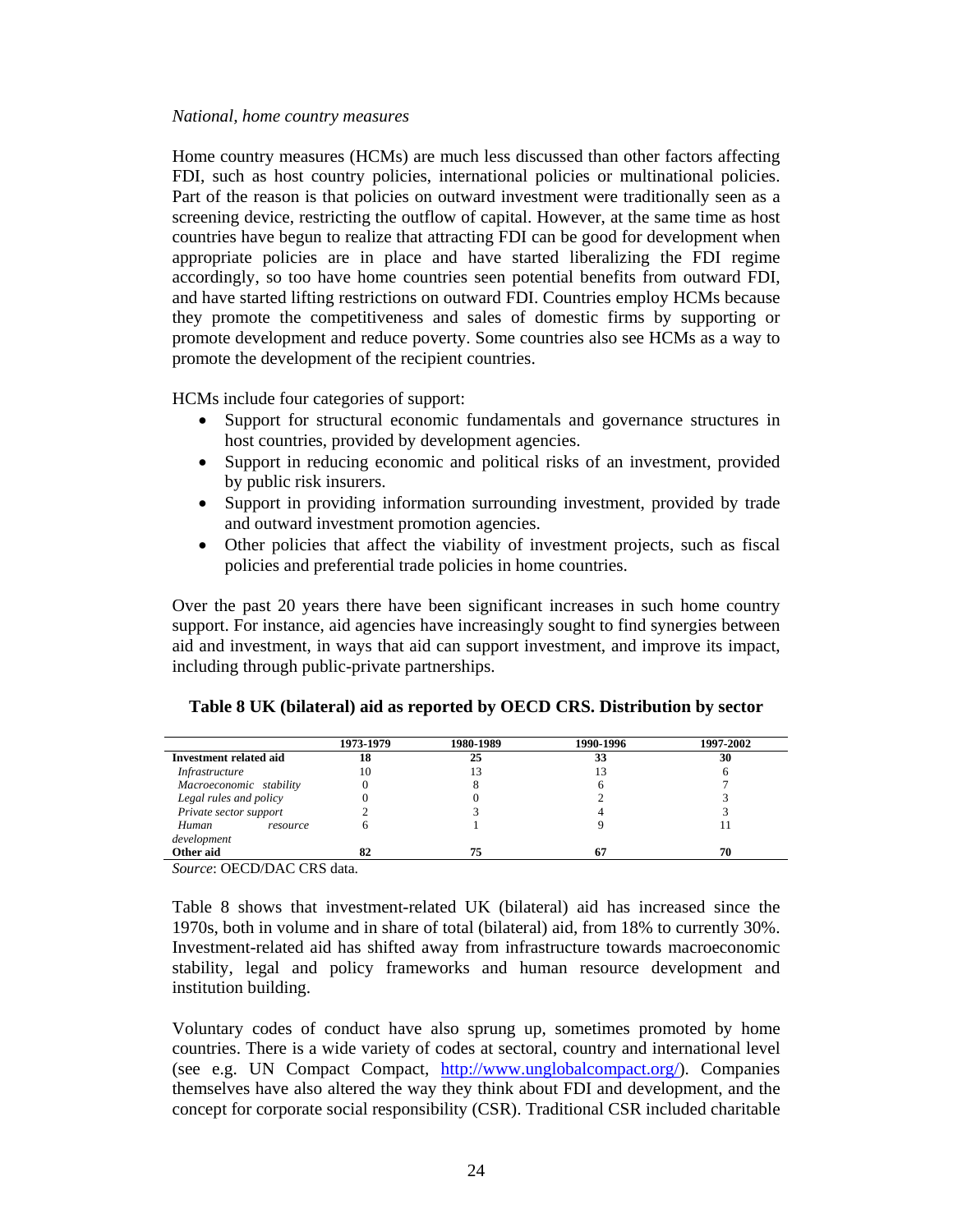*National, home country measures*

Home country measures (HCMs) are much less discussed than other factors affecting FDI, such as host country policies, international policies or multinational policies. Part of the reason is that policies on outward investment were traditionally seen as a screening device, restricting the outflow of capital. However, at the same time as host countries have begun to realize that attracting FDI can be good for development when appropriate policies are in place and have started liberalizing the FDI regime accordingly, so too have home countries seen potential benefits from outward FDI, and have started lifting restrictions on outward FDI. Countries employ HCMs because they promote the competitiveness and sales of domestic firms by supporting or promote development and reduce poverty. Some countries also see HCMs as a way to promote the development of the recipient countries.

HCMs include four categories of support:

- Support for structural economic fundamentals and governance structures in host countries, provided by development agencies.
- Support in reducing economic and political risks of an investment, provided by public risk insurers.
- Support in providing information surrounding investment, provided by trade and outward investment promotion agencies.
- Other policies that affect the viability of investment projects, such as fiscal policies and preferential trade policies in home countries.

Over the past 20 years there have been significant increases in such home country support. For instance, aid agencies have increasingly sought to find synergies between aid and investment, in ways that aid can support investment, and improve its impact, including through public-private partnerships.

**Table 8 UK (bilateral) aid as reported by OECD CRS. Distribution by sector**

| | 1973-1979 | 1980-1989 | 1990-1996 | 1997-2002 |
|---|---|---|---|---|
| **Investment related aid** | **18** | **25** | **33** | **30** |
| *Infrastructure* | 10 | 13 | 13 | 6 |
| *Macroeconomic stability* | 0 | 8 | 6 | 7 |
| *Legal rules and policy* | 0 | 0 | 2 | 3 |
| *Private sector support* | 2 | 3 | 4 | 3 |
| *Human resource development* | 6 | 1 | 9 | 11 |
| **Other aid** | **82** | **75** | **67** | **70** |

*Source*: OECD/DAC CRS data.

Table 8 shows that investment-related UK (bilateral) aid has increased since the 1970s, both in volume and in share of total (bilateral) aid, from 18% to currently 30%. Investment-related aid has shifted away from infrastructure towards macroeconomic stability, legal and policy frameworks and human resource development and institution building.

Voluntary codes of conduct have also sprung up, sometimes promoted by home countries. There is a wide variety of codes at sectoral, country and international level (see e.g. UN Compact Compact, http://www.unglobalcompact.org/). Companies themselves have also altered the way they think about FDI and development, and the concept for corporate social responsibility (CSR). Traditional CSR included charitable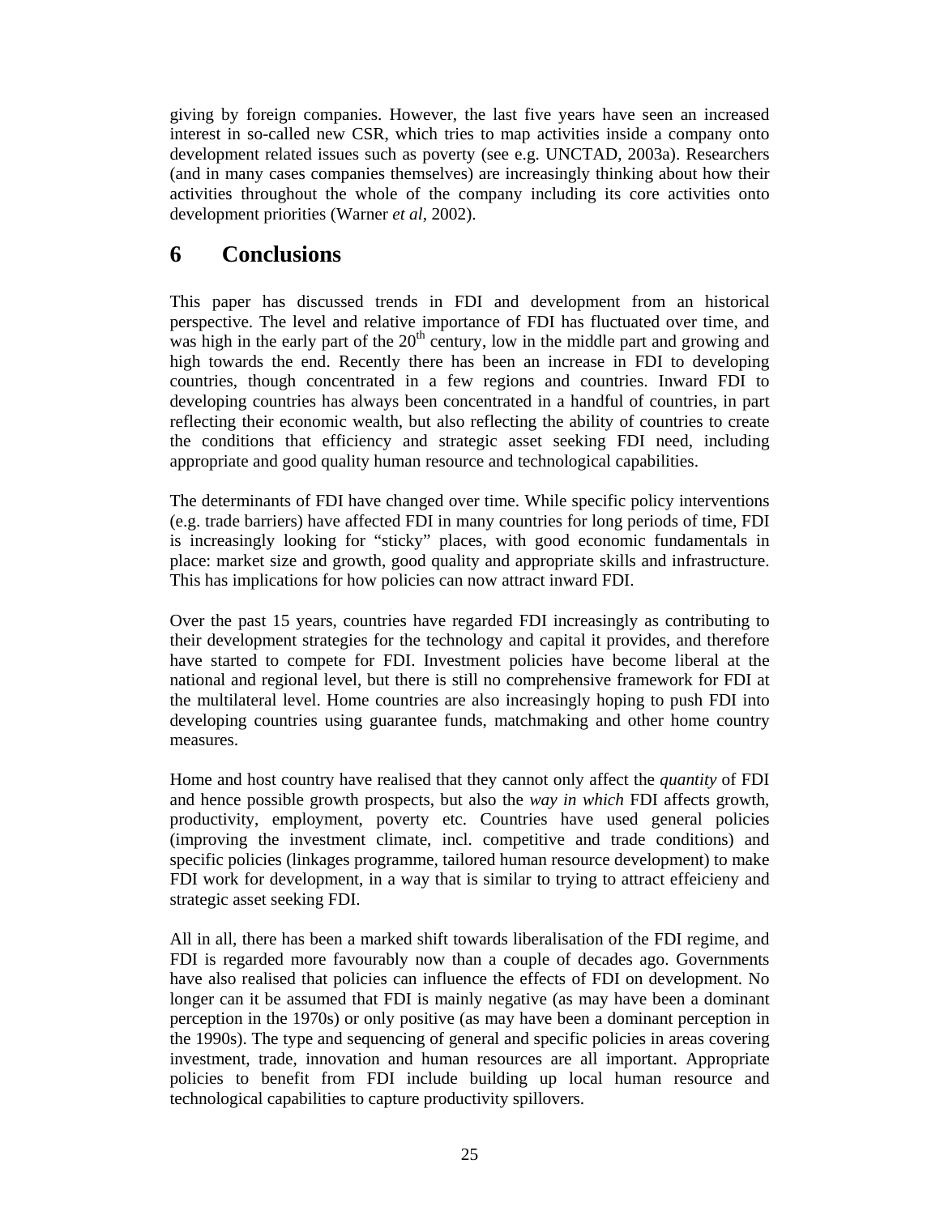giving by foreign companies. However, the last five years have seen an increased interest in so-called new CSR, which tries to map activities inside a company onto development related issues such as poverty (see e.g. UNCTAD, 2003a). Researchers (and in many cases companies themselves) are increasingly thinking about how their activities throughout the whole of the company including its core activities onto development priorities (Warner *et al*, 2002).

# 6 Conclusions

This paper has discussed trends in FDI and development from an historical perspective. The level and relative importance of FDI has fluctuated over time, and was high in the early part of the 20th century, low in the middle part and growing and high towards the end. Recently there has been an increase in FDI to developing countries, though concentrated in a few regions and countries. Inward FDI to developing countries has always been concentrated in a handful of countries, in part reflecting their economic wealth, but also reflecting the ability of countries to create the conditions that efficiency and strategic asset seeking FDI need, including appropriate and good quality human resource and technological capabilities.

The determinants of FDI have changed over time. While specific policy interventions (e.g. trade barriers) have affected FDI in many countries for long periods of time, FDI is increasingly looking for "sticky" places, with good economic fundamentals in place: market size and growth, good quality and appropriate skills and infrastructure. This has implications for how policies can now attract inward FDI.

Over the past 15 years, countries have regarded FDI increasingly as contributing to their development strategies for the technology and capital it provides, and therefore have started to compete for FDI. Investment policies have become liberal at the national and regional level, but there is still no comprehensive framework for FDI at the multilateral level. Home countries are also increasingly hoping to push FDI into developing countries using guarantee funds, matchmaking and other home country measures.

Home and host country have realised that they cannot only affect the *quantity* of FDI and hence possible growth prospects, but also the *way in which* FDI affects growth, productivity, employment, poverty etc. Countries have used general policies (improving the investment climate, incl. competitive and trade conditions) and specific policies (linkages programme, tailored human resource development) to make FDI work for development, in a way that is similar to trying to attract effeicieny and strategic asset seeking FDI.

All in all, there has been a marked shift towards liberalisation of the FDI regime, and FDI is regarded more favourably now than a couple of decades ago. Governments have also realised that policies can influence the effects of FDI on development. No longer can it be assumed that FDI is mainly negative (as may have been a dominant perception in the 1970s) or only positive (as may have been a dominant perception in the 1990s). The type and sequencing of general and specific policies in areas covering investment, trade, innovation and human resources are all important. Appropriate policies to benefit from FDI include building up local human resource and technological capabilities to capture productivity spillovers.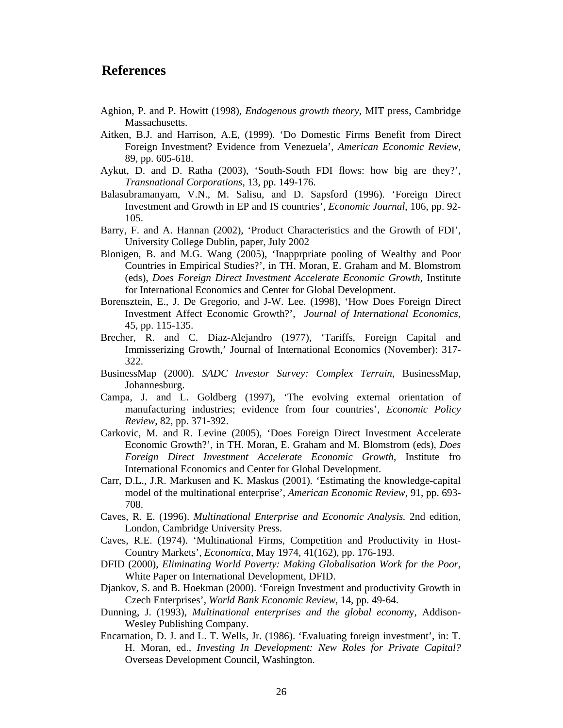# References

Aghion, P. and P. Howitt (1998), *Endogenous growth theory*, MIT press, Cambridge Massachusetts.

Aitken, B.J. and Harrison, A.E, (1999). 'Do Domestic Firms Benefit from Direct Foreign Investment? Evidence from Venezuela', *American Economic Review*, 89, pp. 605-618.

Aykut, D. and D. Ratha (2003), 'South-South FDI flows: how big are they?', *Transnational Corporations*, 13, pp. 149-176.

Balasubramanyam, V.N., M. Salisu, and D. Sapsford (1996). 'Foreign Direct Investment and Growth in EP and IS countries', *Economic Journal*, 106, pp. 92-105.

Barry, F. and A. Hannan (2002), 'Product Characteristics and the Growth of FDI', University College Dublin, paper, July 2002

Blonigen, B. and M.G. Wang (2005), 'Inapprpriate pooling of Wealthy and Poor Countries in Empirical Studies?', in TH. Moran, E. Graham and M. Blomstrom (eds), *Does Foreign Direct Investment Accelerate Economic Growth*, Institute for International Economics and Center for Global Development.

Borensztein, E., J. De Gregorio, and J-W. Lee. (1998), 'How Does Foreign Direct Investment Affect Economic Growth?', *Journal of International Economics*, 45, pp. 115-135.

Brecher, R. and C. Diaz-Alejandro (1977), 'Tariffs, Foreign Capital and Immisserizing Growth,' Journal of International Economics (November): 317-322.

BusinessMap (2000). *SADC Investor Survey: Complex Terrain*, BusinessMap, Johannesburg.

Campa, J. and L. Goldberg (1997), 'The evolving external orientation of manufacturing industries; evidence from four countries', *Economic Policy Review*, 82, pp. 371-392.

Carkovic, M. and R. Levine (2005), 'Does Foreign Direct Investment Accelerate Economic Growth?', in TH. Moran, E. Graham and M. Blomstrom (eds), *Does Foreign Direct Investment Accelerate Economic Growth*, Institute fro International Economics and Center for Global Development.

Carr, D.L., J.R. Markusen and K. Maskus (2001). 'Estimating the knowledge-capital model of the multinational enterprise', *American Economic Review*, 91, pp. 693-708.

Caves, R. E. (1996). *Multinational Enterprise and Economic Analysis.* 2nd edition, London, Cambridge University Press.

Caves, R.E. (1974). 'Multinational Firms, Competition and Productivity in Host-Country Markets', *Economica*, May 1974, 41(162), pp. 176-193.

DFID (2000), *Eliminating World Poverty: Making Globalisation Work for the Poor*, White Paper on International Development, DFID.

Djankov, S. and B. Hoekman (2000). 'Foreign Investment and productivity Growth in Czech Enterprises', *World Bank Economic Review*, 14, pp. 49-64.

Dunning, J. (1993), *Multinational enterprises and the global economy*, Addison-Wesley Publishing Company.

Encarnation, D. J. and L. T. Wells, Jr. (1986). 'Evaluating foreign investment', in: T. H. Moran, ed., *Investing In Development: New Roles for Private Capital?* Overseas Development Council, Washington.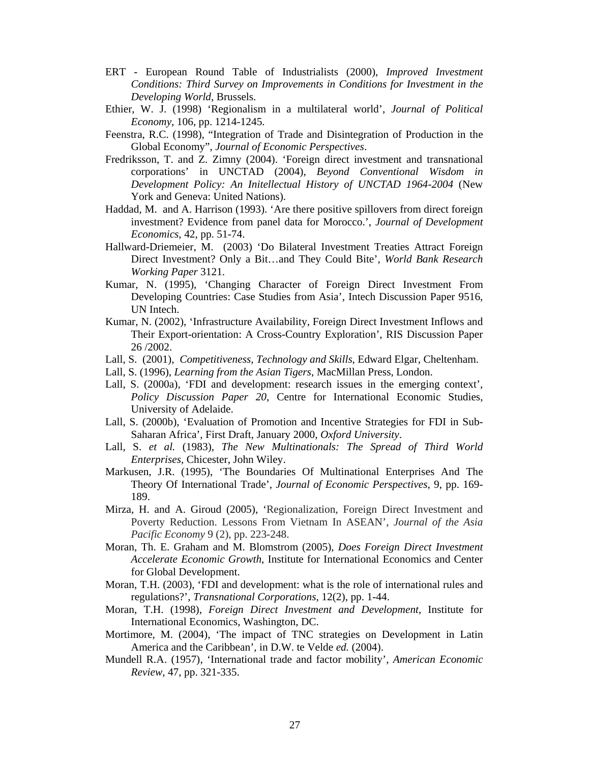ERT - European Round Table of Industrialists (2000), *Improved Investment Conditions: Third Survey on Improvements in Conditions for Investment in the Developing World*, Brussels.

Ethier, W. J. (1998) 'Regionalism in a multilateral world', *Journal of Political Economy*, 106, pp. 1214-1245.

Feenstra, R.C. (1998), "Integration of Trade and Disintegration of Production in the Global Economy", *Journal of Economic Perspectives*.

Fredriksson, T. and Z. Zimny (2004). 'Foreign direct investment and transnational corporations' in UNCTAD (2004), *Beyond Conventional Wisdom in Development Policy: An Initellectual History of UNCTAD 1964-2004* (New York and Geneva: United Nations).

Haddad, M. and A. Harrison (1993). 'Are there positive spillovers from direct foreign investment? Evidence from panel data for Morocco.', *Journal of Development Economics*, 42, pp. 51-74.

Hallward-Driemeier, M. (2003) 'Do Bilateral Investment Treaties Attract Foreign Direct Investment? Only a Bit…and They Could Bite', *World Bank Research Working Paper* 3121.

Kumar, N. (1995), 'Changing Character of Foreign Direct Investment From Developing Countries: Case Studies from Asia', Intech Discussion Paper 9516, UN Intech.

Kumar, N. (2002), 'Infrastructure Availability, Foreign Direct Investment Inflows and Their Export-orientation: A Cross-Country Exploration', RIS Discussion Paper 26 /2002.

Lall, S. (2001), *Competitiveness, Technology and Skills*, Edward Elgar, Cheltenham.

Lall, S. (1996), *Learning from the Asian Tigers*, MacMillan Press, London.

Lall, S. (2000a), 'FDI and development: research issues in the emerging context', *Policy Discussion Paper 20*, Centre for International Economic Studies, University of Adelaide.

Lall, S. (2000b), 'Evaluation of Promotion and Incentive Strategies for FDI in Sub-Saharan Africa', First Draft, January 2000, *Oxford University*.

Lall, S. *et al.* (1983), *The New Multinationals: The Spread of Third World Enterprises*, Chicester, John Wiley.

Markusen, J.R. (1995), 'The Boundaries Of Multinational Enterprises And The Theory Of International Trade', *Journal of Economic Perspectives*, 9, pp. 169-189.

Mirza, H. and A. Giroud (2005), 'Regionalization, Foreign Direct Investment and Poverty Reduction. Lessons From Vietnam In ASEAN', *Journal of the Asia Pacific Economy* 9 (2), pp. 223-248.

Moran, Th. E. Graham and M. Blomstrom (2005), *Does Foreign Direct Investment Accelerate Economic Growth*, Institute for International Economics and Center for Global Development.

Moran, T.H. (2003), 'FDI and development: what is the role of international rules and regulations?', *Transnational Corporations*, 12(2), pp. 1-44.

Moran, T.H. (1998), *Foreign Direct Investment and Development*, Institute for International Economics, Washington, DC.

Mortimore, M. (2004), 'The impact of TNC strategies on Development in Latin America and the Caribbean', in D.W. te Velde *ed.* (2004).

Mundell R.A. (1957), 'International trade and factor mobility', *American Economic Review*, 47, pp. 321-335.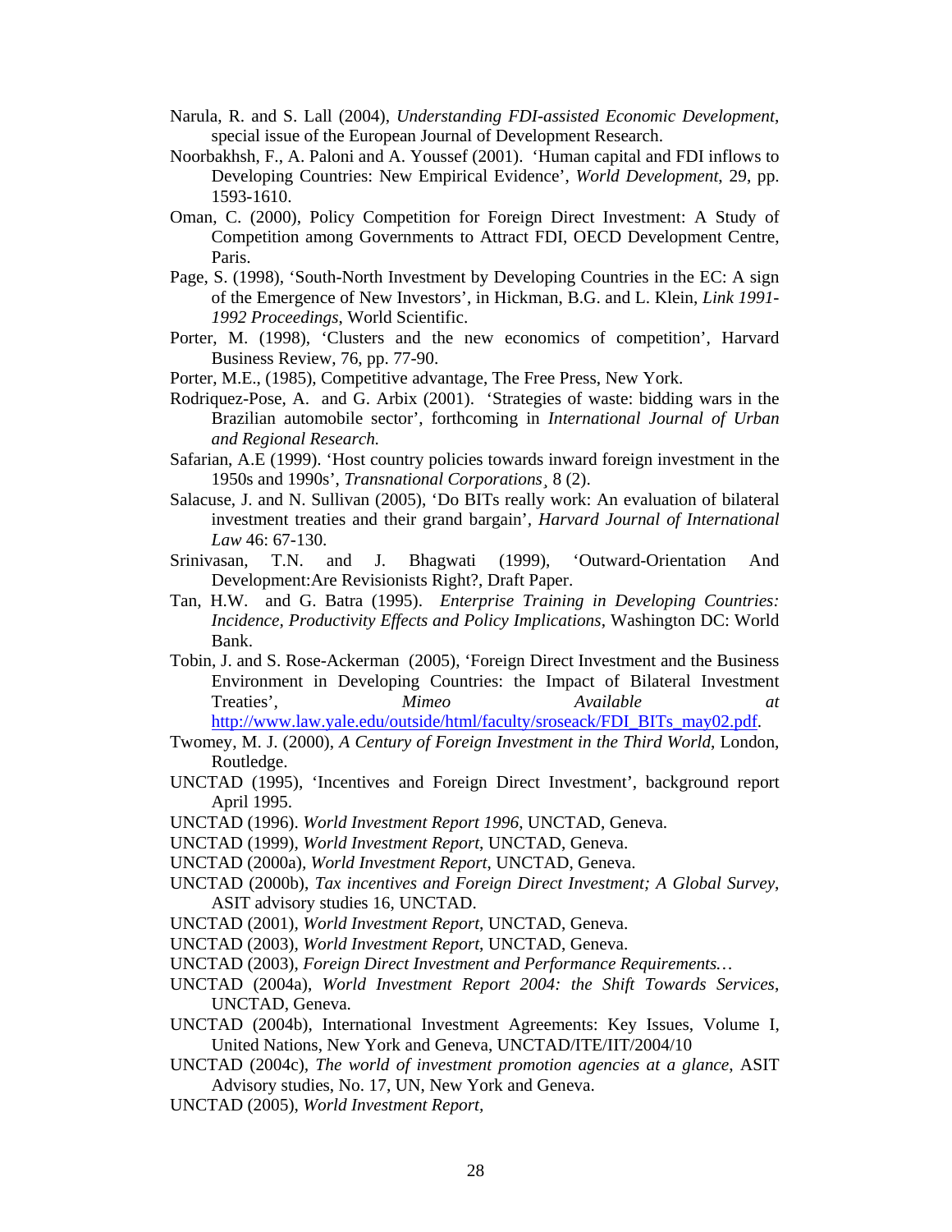Narula, R. and S. Lall (2004), *Understanding FDI-assisted Economic Development*, special issue of the European Journal of Development Research.

Noorbakhsh, F., A. Paloni and A. Youssef (2001). 'Human capital and FDI inflows to Developing Countries: New Empirical Evidence', *World Development*, 29, pp. 1593-1610.

Oman, C. (2000), Policy Competition for Foreign Direct Investment: A Study of Competition among Governments to Attract FDI, OECD Development Centre, Paris.

Page, S. (1998), 'South-North Investment by Developing Countries in the EC: A sign of the Emergence of New Investors', in Hickman, B.G. and L. Klein, *Link 1991-1992 Proceedings*, World Scientific.

Porter, M. (1998), 'Clusters and the new economics of competition', Harvard Business Review, 76, pp. 77-90.

Porter, M.E., (1985), Competitive advantage, The Free Press, New York.

Rodriquez-Pose, A. and G. Arbix (2001). 'Strategies of waste: bidding wars in the Brazilian automobile sector', forthcoming in *International Journal of Urban and Regional Research.*

Safarian, A.E (1999). 'Host country policies towards inward foreign investment in the 1950s and 1990s', *Transnational Corporations*¸ 8 (2).

Salacuse, J. and N. Sullivan (2005), 'Do BITs really work: An evaluation of bilateral investment treaties and their grand bargain', *Harvard Journal of International Law* 46: 67-130.

Srinivasan, T.N. and J. Bhagwati (1999), 'Outward-Orientation And Development:Are Revisionists Right?, Draft Paper.

Tan, H.W. and G. Batra (1995). *Enterprise Training in Developing Countries: Incidence, Productivity Effects and Policy Implications*, Washington DC: World Bank.

Tobin, J. and S. Rose-Ackerman (2005), 'Foreign Direct Investment and the Business Environment in Developing Countries: the Impact of Bilateral Investment Treaties', *Mimeo Available at* http://www.law.yale.edu/outside/html/faculty/sroseack/FDI_BITs_may02.pdf.

Twomey, M. J. (2000), *A Century of Foreign Investment in the Third World*, London, Routledge.

UNCTAD (1995), 'Incentives and Foreign Direct Investment', background report April 1995.

UNCTAD (1996). *World Investment Report 1996*, UNCTAD, Geneva.

UNCTAD (1999), *World Investment Report*, UNCTAD, Geneva.

UNCTAD (2000a), *World Investment Report*, UNCTAD, Geneva.

UNCTAD (2000b), *Tax incentives and Foreign Direct Investment; A Global Survey*, ASIT advisory studies 16, UNCTAD.

UNCTAD (2001), *World Investment Report*, UNCTAD, Geneva.

UNCTAD (2003), *World Investment Report*, UNCTAD, Geneva.

UNCTAD (2003), *Foreign Direct Investment and Performance Requirements…*

UNCTAD (2004a), *World Investment Report 2004: the Shift Towards Services*, UNCTAD, Geneva.

UNCTAD (2004b), International Investment Agreements: Key Issues, Volume I, United Nations, New York and Geneva, UNCTAD/ITE/IIT/2004/10

UNCTAD (2004c), *The world of investment promotion agencies at a glance*, ASIT Advisory studies, No. 17, UN, New York and Geneva.

UNCTAD (2005), *World Investment Report*,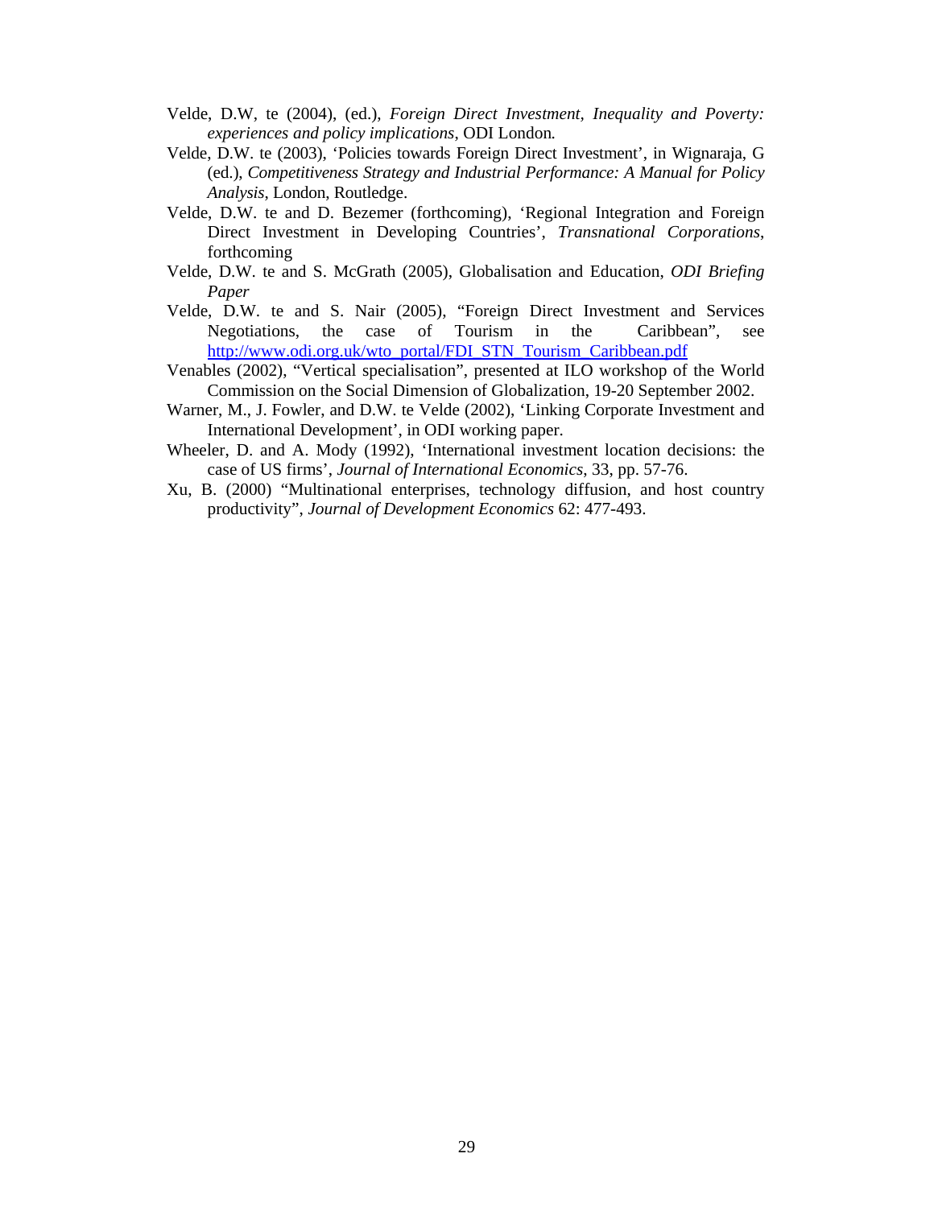Velde, D.W, te (2004), (ed.), *Foreign Direct Investment, Inequality and Poverty: experiences and policy implications*, ODI London.

Velde, D.W. te (2003), 'Policies towards Foreign Direct Investment', in Wignaraja, G (ed.), *Competitiveness Strategy and Industrial Performance: A Manual for Policy Analysis*, London, Routledge.

Velde, D.W. te and D. Bezemer (forthcoming), 'Regional Integration and Foreign Direct Investment in Developing Countries', *Transnational Corporations*, forthcoming

Velde, D.W. te and S. McGrath (2005), Globalisation and Education, *ODI Briefing Paper*

Velde, D.W. te and S. Nair (2005), "Foreign Direct Investment and Services Negotiations, the case of Tourism in the Caribbean", see http://www.odi.org.uk/wto_portal/FDI_STN_Tourism_Caribbean.pdf

Venables (2002), "Vertical specialisation", presented at ILO workshop of the World Commission on the Social Dimension of Globalization, 19-20 September 2002.

Warner, M., J. Fowler, and D.W. te Velde (2002), 'Linking Corporate Investment and International Development', in ODI working paper.

Wheeler, D. and A. Mody (1992), 'International investment location decisions: the case of US firms', *Journal of International Economics*, 33, pp. 57-76.

Xu, B. (2000) "Multinational enterprises, technology diffusion, and host country productivity", *Journal of Development Economics* 62: 477-493.